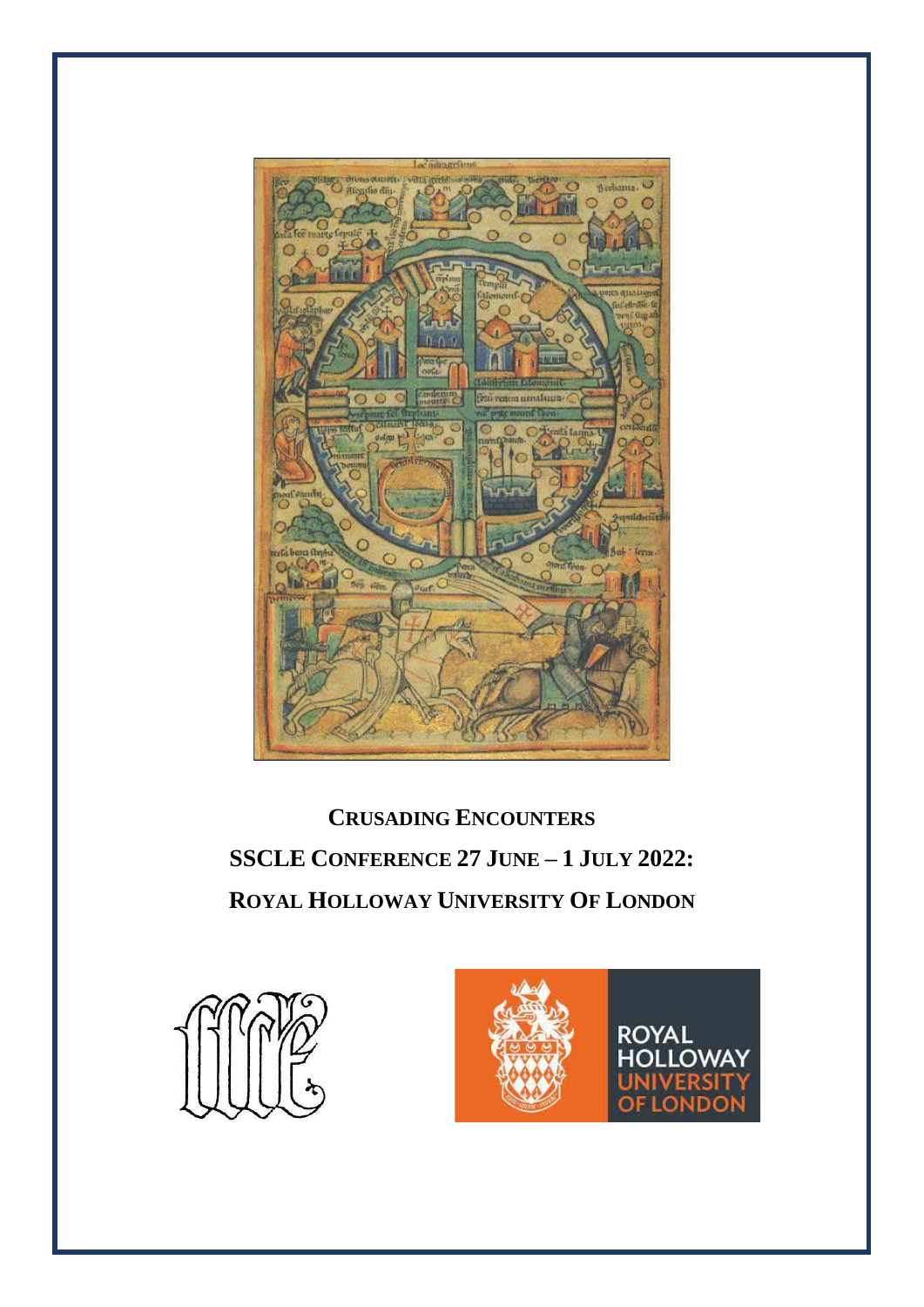# CRUSADING ENCOUNTERS

## SSCLE CONFERENCE 27 JUNE – 1 JULY 2022:

## ROYAL HOLLOWAY UNIVERSITY OF LONDON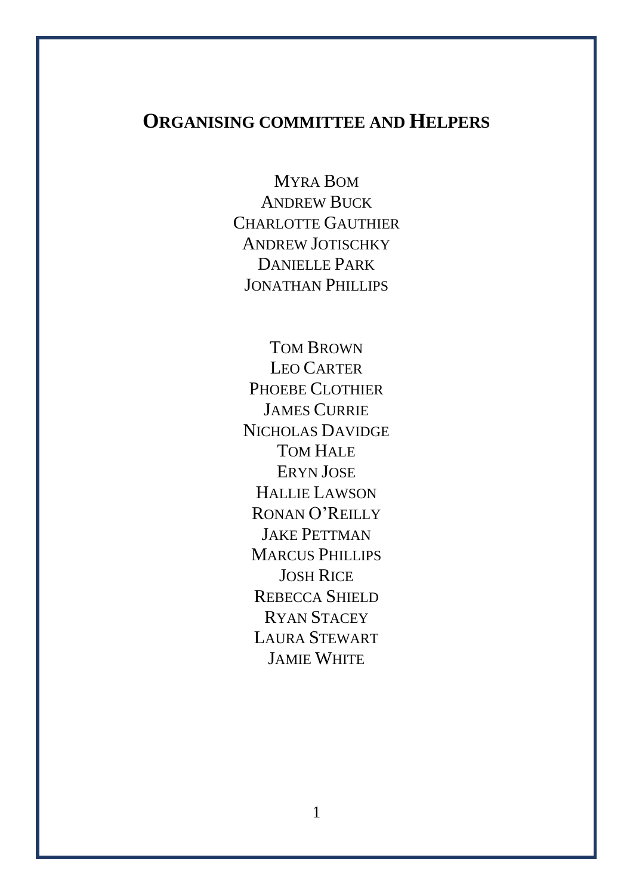## ORGANISING COMMITTEE AND HELPERS

MYRA BOM
ANDREW BUCK
CHARLOTTE GAUTHIER
ANDREW JOTISCHKY
DANIELLE PARK
JONATHAN PHILLIPS

TOM BROWN
LEO CARTER
PHOEBE CLOTHIER
JAMES CURRIE
NICHOLAS DAVIDGE
TOM HALE
ERYN JOSE
HALLIE LAWSON
RONAN O'REILLY
JAKE PETTMAN
MARCUS PHILLIPS
JOSH RICE
REBECCA SHIELD
RYAN STACEY
LAURA STEWART
JAMIE WHITE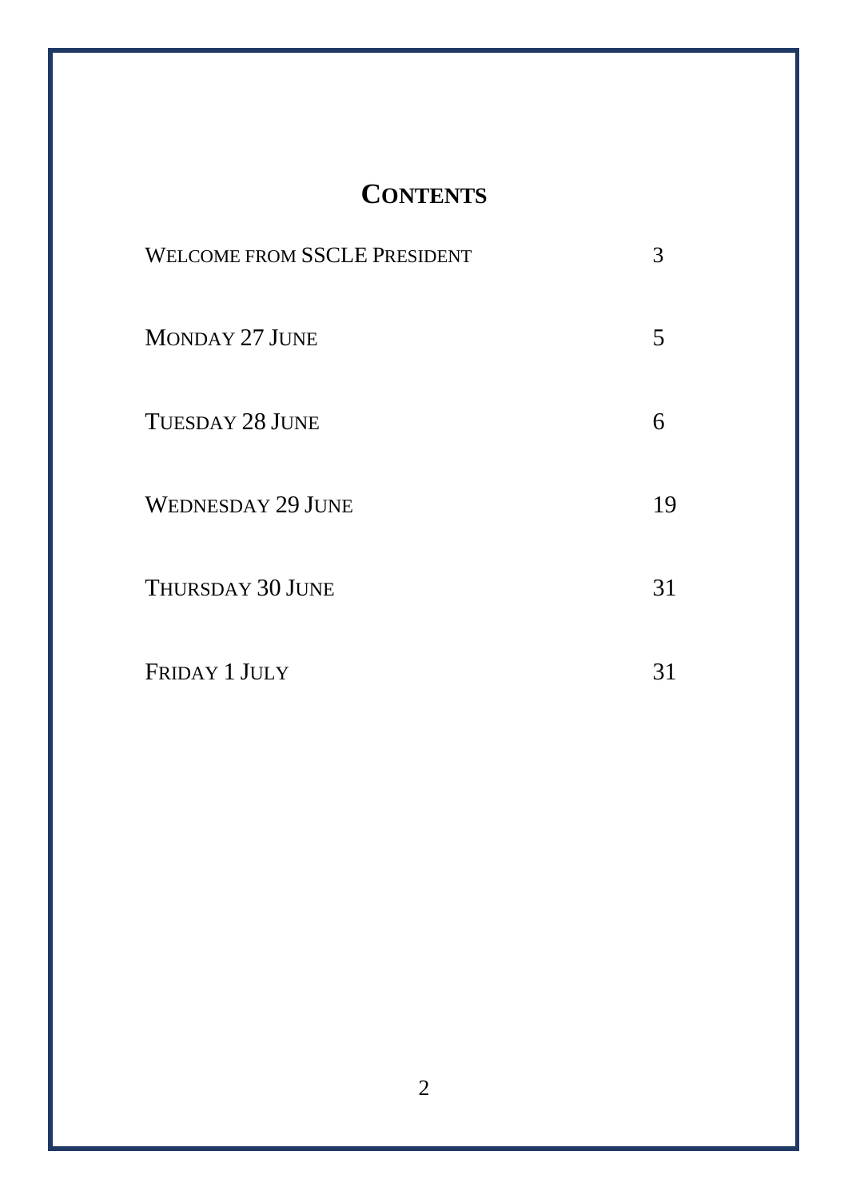# CONTENTS

| | |
|---|---|
| WELCOME FROM SSCLE PRESIDENT | 3 |
| MONDAY 27 JUNE | 5 |
| TUESDAY 28 JUNE | 6 |
| WEDNESDAY 29 JUNE | 19 |
| THURSDAY 30 JUNE | 31 |
| FRIDAY 1 JULY | 31 |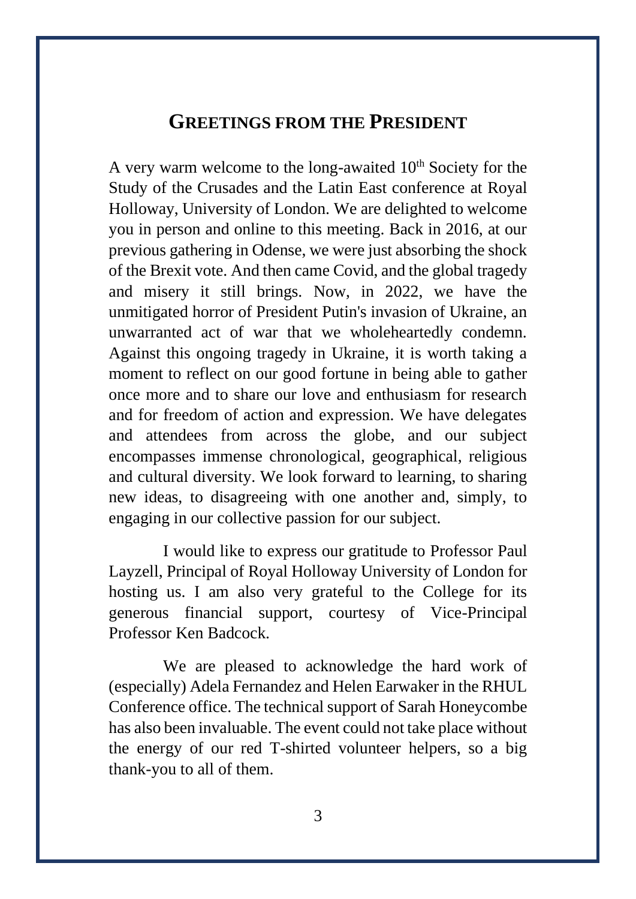## Greetings from the President

A very warm welcome to the long-awaited 10th Society for the Study of the Crusades and the Latin East conference at Royal Holloway, University of London. We are delighted to welcome you in person and online to this meeting. Back in 2016, at our previous gathering in Odense, we were just absorbing the shock of the Brexit vote. And then came Covid, and the global tragedy and misery it still brings. Now, in 2022, we have the unmitigated horror of President Putin's invasion of Ukraine, an unwarranted act of war that we wholeheartedly condemn. Against this ongoing tragedy in Ukraine, it is worth taking a moment to reflect on our good fortune in being able to gather once more and to share our love and enthusiasm for research and for freedom of action and expression. We have delegates and attendees from across the globe, and our subject encompasses immense chronological, geographical, religious and cultural diversity. We look forward to learning, to sharing new ideas, to disagreeing with one another and, simply, to engaging in our collective passion for our subject.

I would like to express our gratitude to Professor Paul Layzell, Principal of Royal Holloway University of London for hosting us. I am also very grateful to the College for its generous financial support, courtesy of Vice-Principal Professor Ken Badcock.

We are pleased to acknowledge the hard work of (especially) Adela Fernandez and Helen Earwaker in the RHUL Conference office. The technical support of Sarah Honeycombe has also been invaluable. The event could not take place without the energy of our red T-shirted volunteer helpers, so a big thank-you to all of them.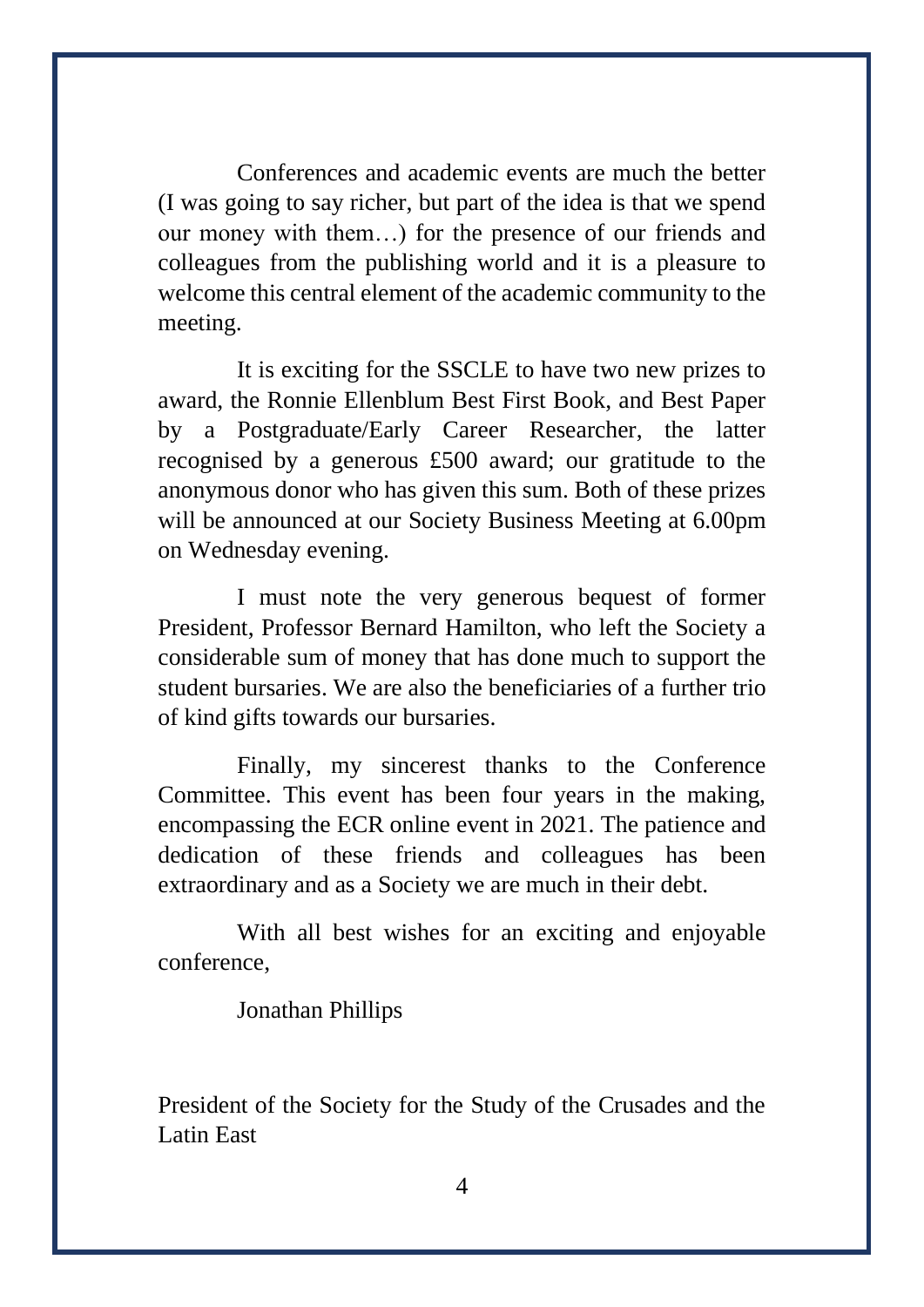Conferences and academic events are much the better (I was going to say richer, but part of the idea is that we spend our money with them…) for the presence of our friends and colleagues from the publishing world and it is a pleasure to welcome this central element of the academic community to the meeting.

It is exciting for the SSCLE to have two new prizes to award, the Ronnie Ellenblum Best First Book, and Best Paper by a Postgraduate/Early Career Researcher, the latter recognised by a generous £500 award; our gratitude to the anonymous donor who has given this sum. Both of these prizes will be announced at our Society Business Meeting at 6.00pm on Wednesday evening.

I must note the very generous bequest of former President, Professor Bernard Hamilton, who left the Society a considerable sum of money that has done much to support the student bursaries. We are also the beneficiaries of a further trio of kind gifts towards our bursaries.

Finally, my sincerest thanks to the Conference Committee. This event has been four years in the making, encompassing the ECR online event in 2021. The patience and dedication of these friends and colleagues has been extraordinary and as a Society we are much in their debt.

With all best wishes for an exciting and enjoyable conference,

Jonathan Phillips

President of the Society for the Study of the Crusades and the Latin East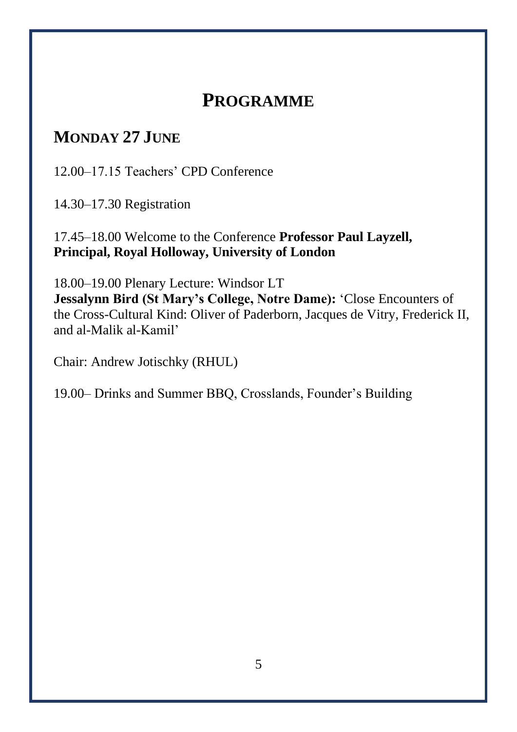# PROGRAMME

## MONDAY 27 JUNE

12.00–17.15 Teachers' CPD Conference

14.30–17.30 Registration

17.45–18.00 Welcome to the Conference **Professor Paul Layzell, Principal, Royal Holloway, University of London**

18.00–19.00 Plenary Lecture: Windsor LT
**Jessalynn Bird (St Mary's College, Notre Dame):** 'Close Encounters of the Cross-Cultural Kind: Oliver of Paderborn, Jacques de Vitry, Frederick II, and al-Malik al-Kamil'

Chair: Andrew Jotischky (RHUL)

19.00– Drinks and Summer BBQ, Crosslands, Founder's Building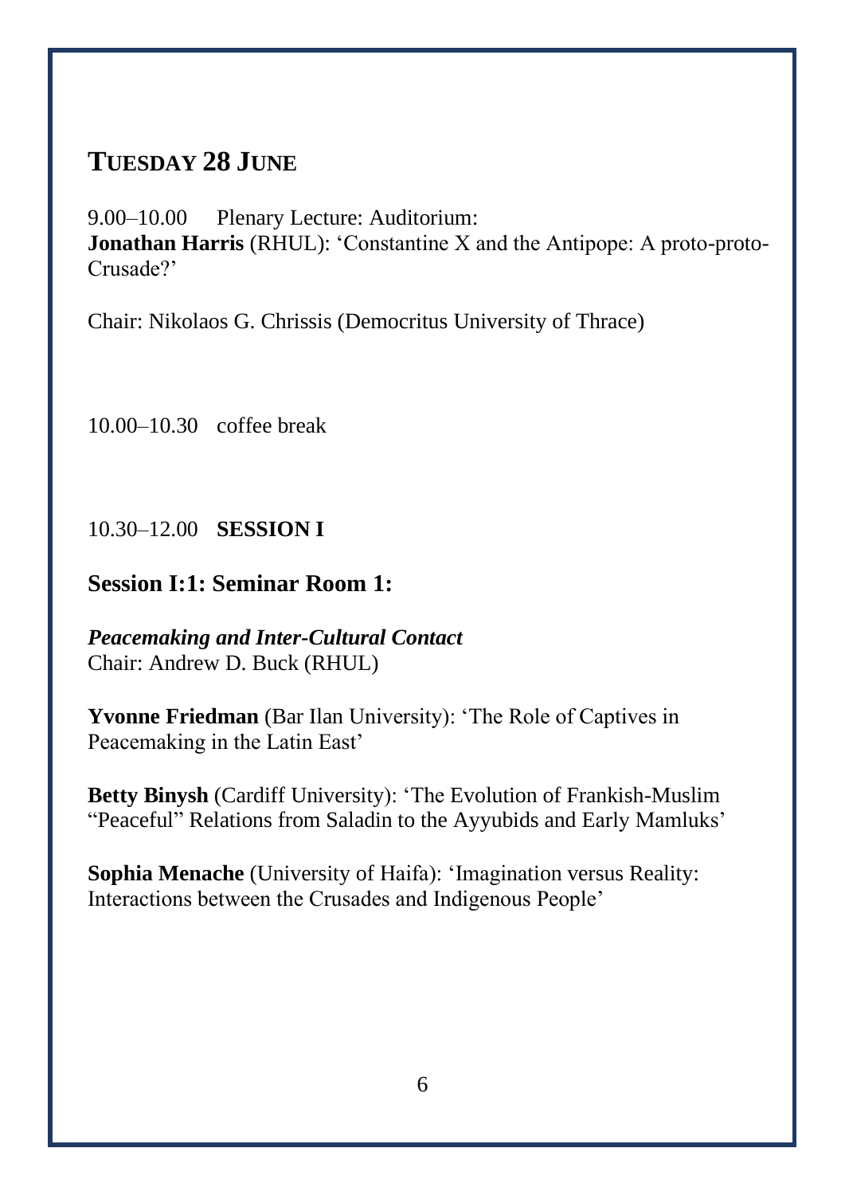## TUESDAY 28 JUNE

9.00–10.00 Plenary Lecture: Auditorium:
**Jonathan Harris** (RHUL): 'Constantine X and the Antipope: A proto-proto-Crusade?'

Chair: Nikolaos G. Chrissis (Democritus University of Thrace)

10.00–10.30 coffee break

10.30–12.00 **SESSION I**

### Session I:1: Seminar Room 1:

***Peacemaking and Inter-Cultural Contact***
Chair: Andrew D. Buck (RHUL)

**Yvonne Friedman** (Bar Ilan University): 'The Role of Captives in Peacemaking in the Latin East'

**Betty Binysh** (Cardiff University): 'The Evolution of Frankish-Muslim "Peaceful" Relations from Saladin to the Ayyubids and Early Mamluks'

**Sophia Menache** (University of Haifa): 'Imagination versus Reality: Interactions between the Crusades and Indigenous People'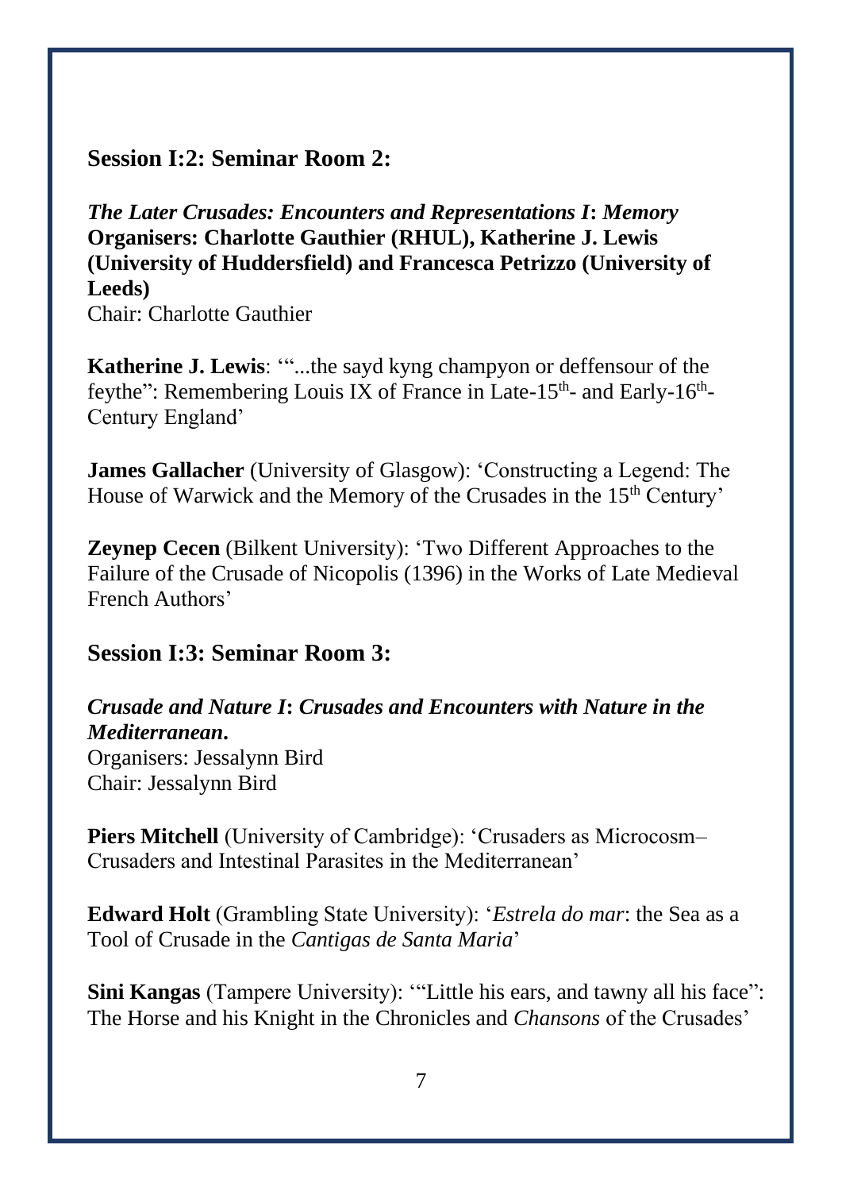## Session I:2: Seminar Room 2:

***The Later Crusades: Encounters and Representations I: Memory***
**Organisers: Charlotte Gauthier (RHUL), Katherine J. Lewis (University of Huddersfield) and Francesca Petrizzo (University of Leeds)**
Chair: Charlotte Gauthier

**Katherine J. Lewis**: '"...the sayd kyng champyon or deffensour of the feythe": Remembering Louis IX of France in Late-15th- and Early-16th-Century England'

**James Gallacher** (University of Glasgow): 'Constructing a Legend: The House of Warwick and the Memory of the Crusades in the 15th Century'

**Zeynep Cecen** (Bilkent University): 'Two Different Approaches to the Failure of the Crusade of Nicopolis (1396) in the Works of Late Medieval French Authors'

## Session I:3: Seminar Room 3:

***Crusade and Nature I: Crusades and Encounters with Nature in the Mediterranean.***
Organisers: Jessalynn Bird
Chair: Jessalynn Bird

**Piers Mitchell** (University of Cambridge): 'Crusaders as Microcosm– Crusaders and Intestinal Parasites in the Mediterranean'

**Edward Holt** (Grambling State University): '*Estrela do mar*: the Sea as a Tool of Crusade in the *Cantigas de Santa Maria*'

**Sini Kangas** (Tampere University): '"Little his ears, and tawny all his face": The Horse and his Knight in the Chronicles and *Chansons* of the Crusades'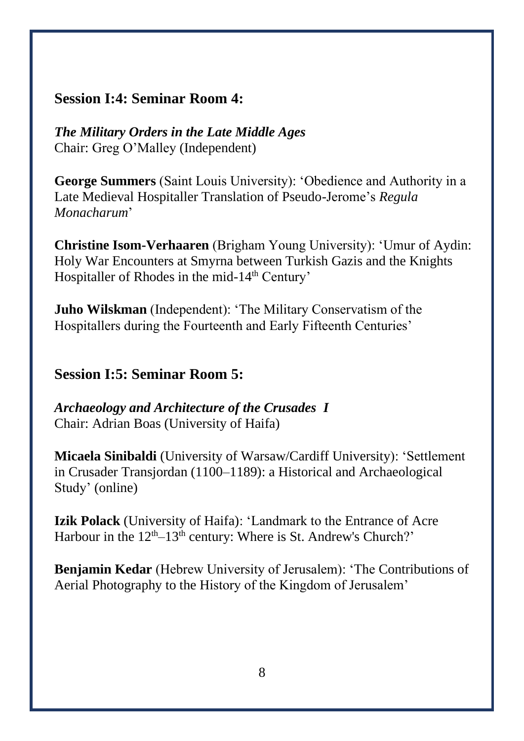## Session I:4: Seminar Room 4:

***The Military Orders in the Late Middle Ages***
Chair: Greg O'Malley (Independent)

**George Summers** (Saint Louis University): 'Obedience and Authority in a Late Medieval Hospitaller Translation of Pseudo-Jerome's *Regula Monacharum*'

**Christine Isom-Verhaaren** (Brigham Young University): 'Umur of Aydin: Holy War Encounters at Smyrna between Turkish Gazis and the Knights Hospitaller of Rhodes in the mid-14th Century'

**Juho Wilskman** (Independent): 'The Military Conservatism of the Hospitallers during the Fourteenth and Early Fifteenth Centuries'

## Session I:5: Seminar Room 5:

***Archaeology and Architecture of the Crusades I***
Chair: Adrian Boas (University of Haifa)

**Micaela Sinibaldi** (University of Warsaw/Cardiff University): 'Settlement in Crusader Transjordan (1100–1189): a Historical and Archaeological Study' (online)

**Izik Polack** (University of Haifa): 'Landmark to the Entrance of Acre Harbour in the 12th–13th century: Where is St. Andrew's Church?'

**Benjamin Kedar** (Hebrew University of Jerusalem): 'The Contributions of Aerial Photography to the History of the Kingdom of Jerusalem'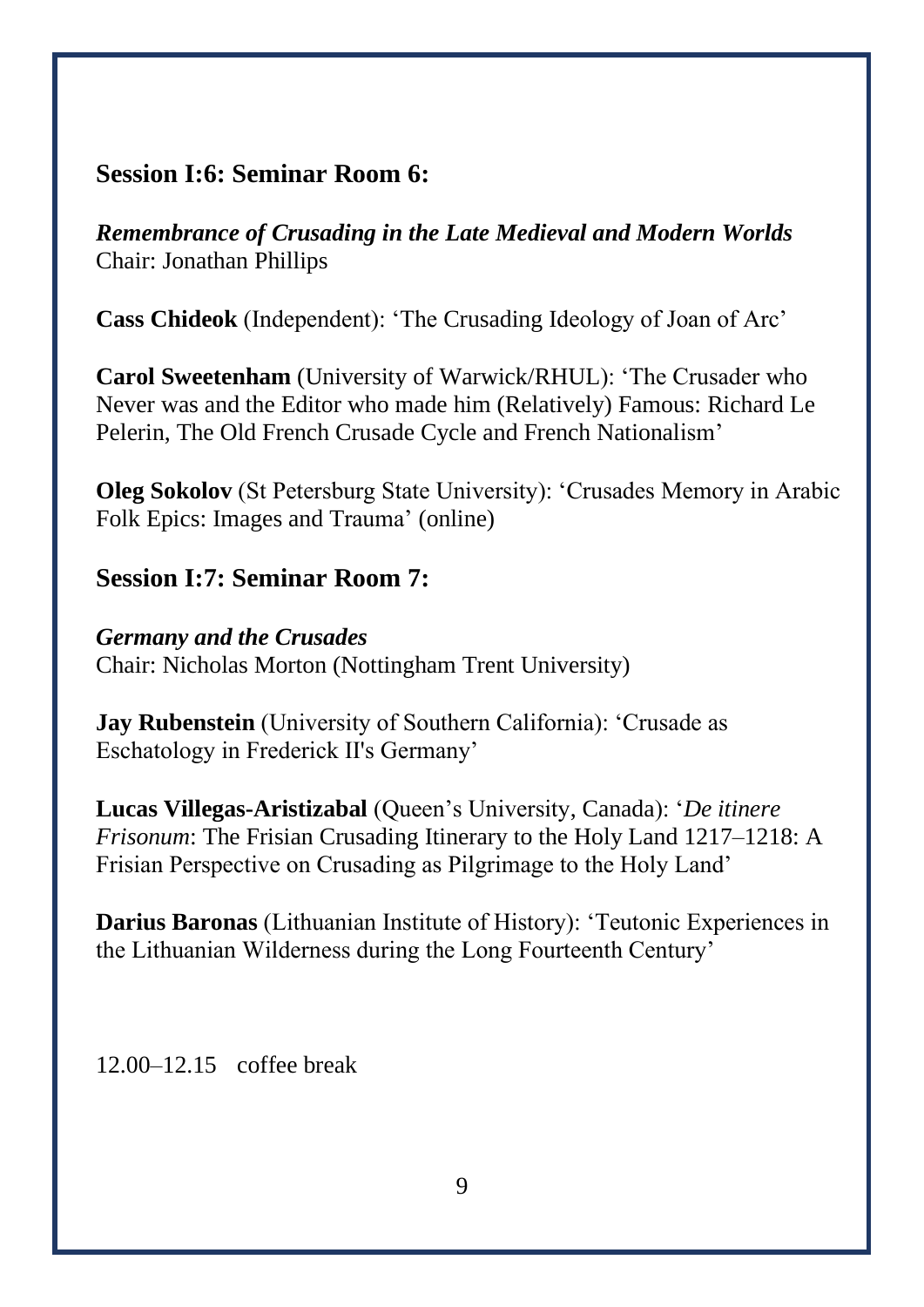### Session I:6: Seminar Room 6:

***Remembrance of Crusading in the Late Medieval and Modern Worlds***
Chair: Jonathan Phillips

**Cass Chideok** (Independent): 'The Crusading Ideology of Joan of Arc'

**Carol Sweetenham** (University of Warwick/RHUL): 'The Crusader who Never was and the Editor who made him (Relatively) Famous: Richard Le Pelerin, The Old French Crusade Cycle and French Nationalism'

**Oleg Sokolov** (St Petersburg State University): 'Crusades Memory in Arabic Folk Epics: Images and Trauma' (online)

### Session I:7: Seminar Room 7:

***Germany and the Crusades***
Chair: Nicholas Morton (Nottingham Trent University)

**Jay Rubenstein** (University of Southern California): 'Crusade as Eschatology in Frederick II's Germany'

**Lucas Villegas-Aristizabal** (Queen's University, Canada): '*De itinere Frisonum*: The Frisian Crusading Itinerary to the Holy Land 1217–1218: A Frisian Perspective on Crusading as Pilgrimage to the Holy Land'

**Darius Baronas** (Lithuanian Institute of History): 'Teutonic Experiences in the Lithuanian Wilderness during the Long Fourteenth Century'

12.00–12.15 coffee break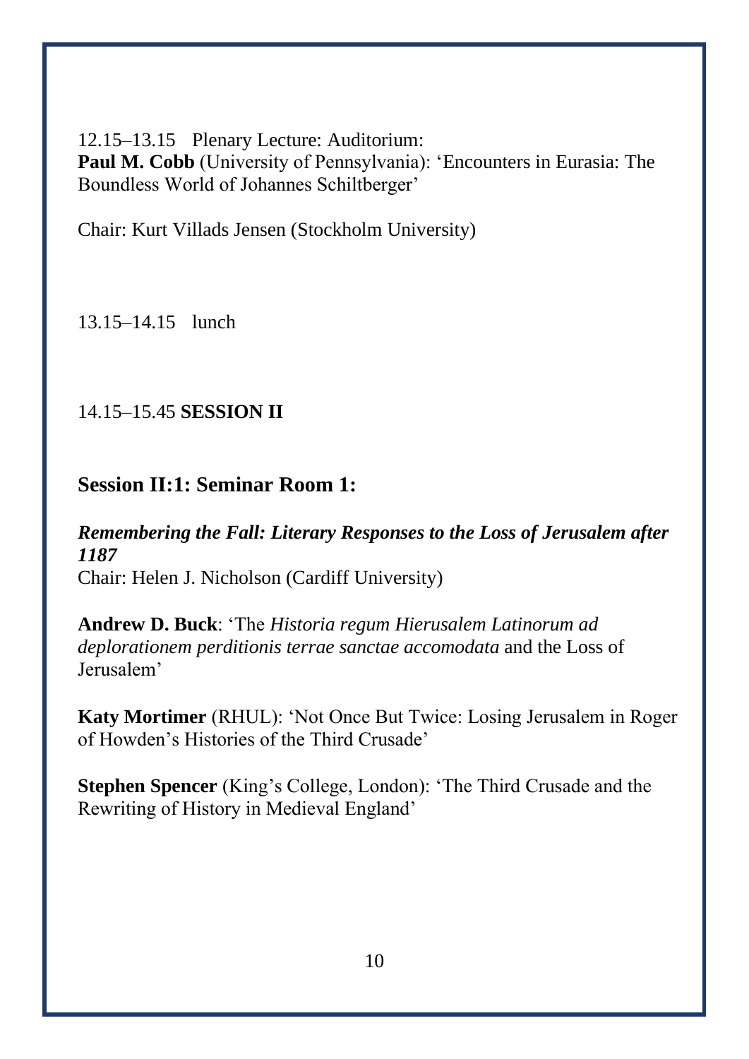12.15–13.15 Plenary Lecture: Auditorium:
**Paul M. Cobb** (University of Pennsylvania): 'Encounters in Eurasia: The Boundless World of Johannes Schiltberger'

Chair: Kurt Villads Jensen (Stockholm University)

13.15–14.15 lunch

14.15–15.45 **SESSION II**

## Session II:1: Seminar Room 1:

***Remembering the Fall: Literary Responses to the Loss of Jerusalem after 1187***
Chair: Helen J. Nicholson (Cardiff University)

**Andrew D. Buck**: 'The *Historia regum Hierusalem Latinorum ad deplorationem perditionis terrae sanctae accomodata* and the Loss of Jerusalem'

**Katy Mortimer** (RHUL): 'Not Once But Twice: Losing Jerusalem in Roger of Howden's Histories of the Third Crusade'

**Stephen Spencer** (King's College, London): 'The Third Crusade and the Rewriting of History in Medieval England'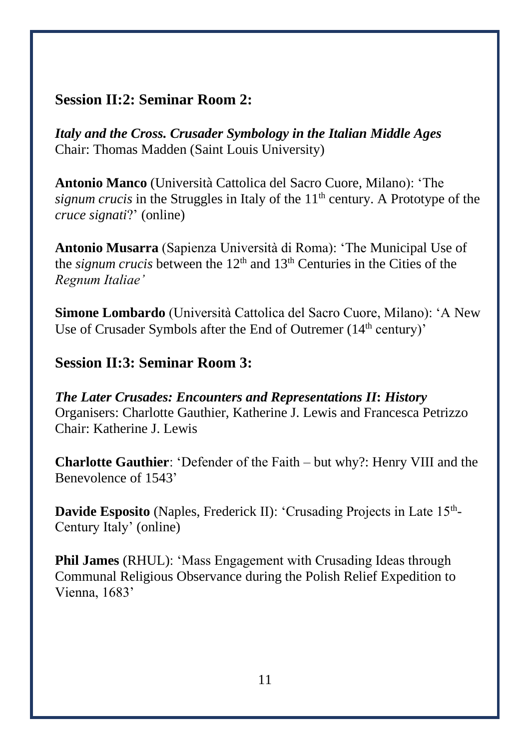## Session II:2: Seminar Room 2:

***Italy and the Cross. Crusader Symbology in the Italian Middle Ages***
Chair: Thomas Madden (Saint Louis University)

**Antonio Manco** (Università Cattolica del Sacro Cuore, Milano): 'The *signum crucis* in the Struggles in Italy of the 11th century. A Prototype of the *cruce signati*?' (online)

**Antonio Musarra** (Sapienza Università di Roma): 'The Municipal Use of the *signum crucis* between the 12th and 13th Centuries in the Cities of the *Regnum Italiae'*

**Simone Lombardo** (Università Cattolica del Sacro Cuore, Milano): 'A New Use of Crusader Symbols after the End of Outremer (14th century)'

## Session II:3: Seminar Room 3:

***The Later Crusades: Encounters and Representations II: History***
Organisers: Charlotte Gauthier, Katherine J. Lewis and Francesca Petrizzo
Chair: Katherine J. Lewis

**Charlotte Gauthier**: 'Defender of the Faith – but why?: Henry VIII and the Benevolence of 1543'

**Davide Esposito** (Naples, Frederick II): 'Crusading Projects in Late 15th-Century Italy' (online)

**Phil James** (RHUL): 'Mass Engagement with Crusading Ideas through Communal Religious Observance during the Polish Relief Expedition to Vienna, 1683'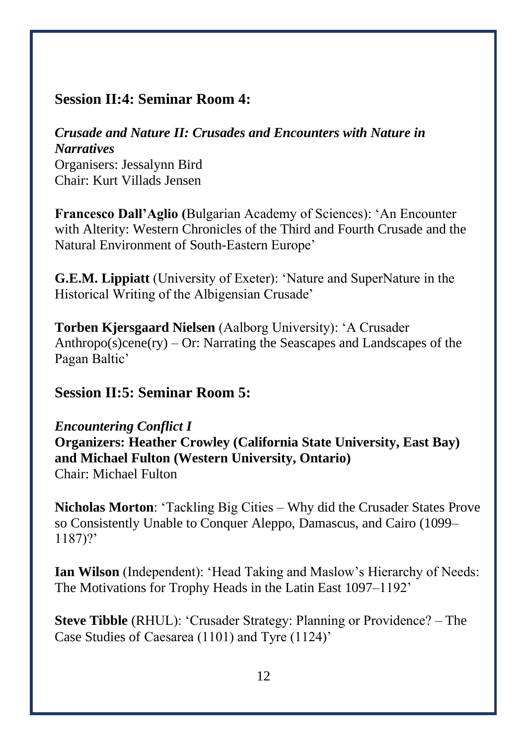## Session II:4: Seminar Room 4:

***Crusade and Nature II: Crusades and Encounters with Nature in Narratives***
Organisers: Jessalynn Bird
Chair: Kurt Villads Jensen

**Francesco Dall'Aglio (**Bulgarian Academy of Sciences): 'An Encounter with Alterity: Western Chronicles of the Third and Fourth Crusade and the Natural Environment of South-Eastern Europe'

**G.E.M. Lippiatt** (University of Exeter): 'Nature and SuperNature in the Historical Writing of the Albigensian Crusade'

**Torben Kjersgaard Nielsen** (Aalborg University): 'A Crusader Anthropo(s)cene(ry) – Or: Narrating the Seascapes and Landscapes of the Pagan Baltic'

## Session II:5: Seminar Room 5:

***Encountering Conflict I***
**Organizers: Heather Crowley (California State University, East Bay) and Michael Fulton (Western University, Ontario)**
Chair: Michael Fulton

**Nicholas Morton**: 'Tackling Big Cities – Why did the Crusader States Prove so Consistently Unable to Conquer Aleppo, Damascus, and Cairo (1099–1187)?'

**Ian Wilson** (Independent): 'Head Taking and Maslow's Hierarchy of Needs: The Motivations for Trophy Heads in the Latin East 1097–1192'

**Steve Tibble** (RHUL): 'Crusader Strategy: Planning or Providence? – The Case Studies of Caesarea (1101) and Tyre (1124)'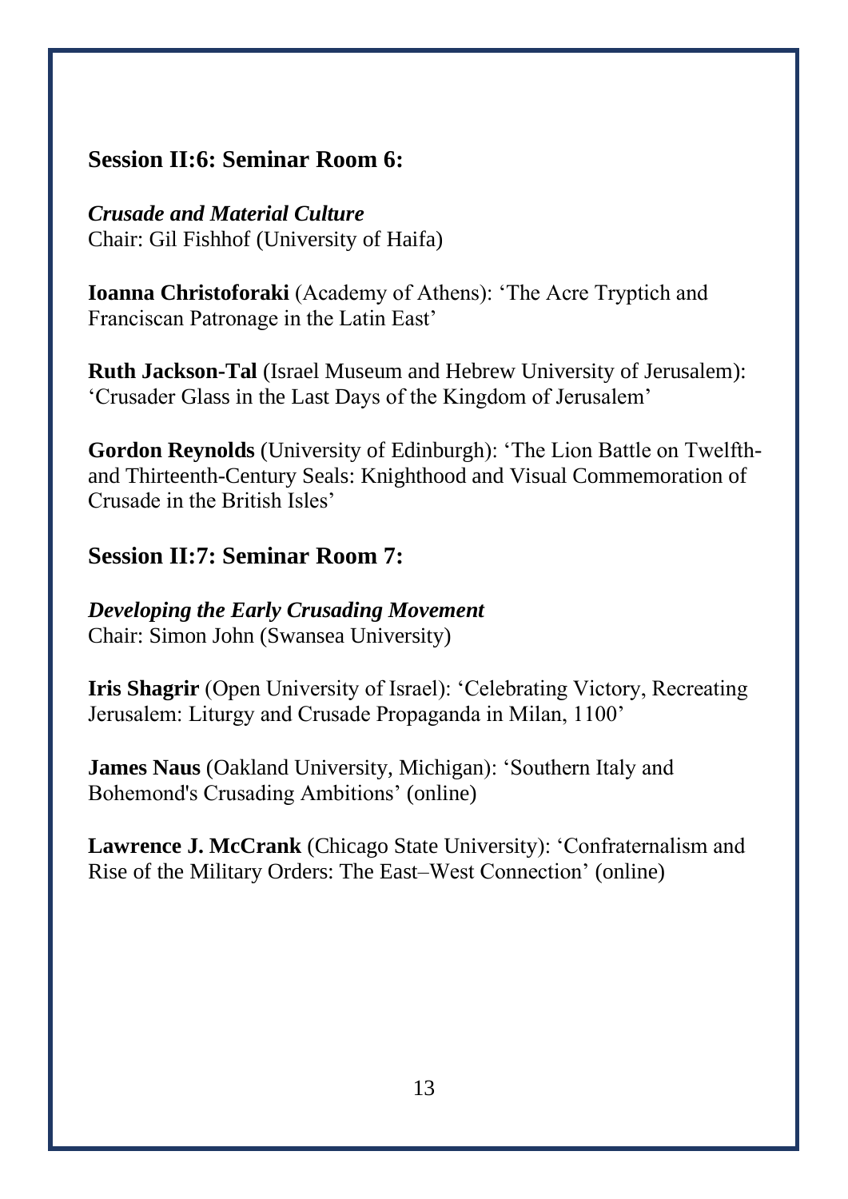## Session II:6: Seminar Room 6:

***Crusade and Material Culture***
Chair: Gil Fishhof (University of Haifa)

**Ioanna Christoforaki** (Academy of Athens): 'The Acre Tryptich and Franciscan Patronage in the Latin East'

**Ruth Jackson-Tal** (Israel Museum and Hebrew University of Jerusalem): 'Crusader Glass in the Last Days of the Kingdom of Jerusalem'

**Gordon Reynolds** (University of Edinburgh): 'The Lion Battle on Twelfth- and Thirteenth-Century Seals: Knighthood and Visual Commemoration of Crusade in the British Isles'

## Session II:7: Seminar Room 7:

***Developing the Early Crusading Movement***
Chair: Simon John (Swansea University)

**Iris Shagrir** (Open University of Israel): 'Celebrating Victory, Recreating Jerusalem: Liturgy and Crusade Propaganda in Milan, 1100'

**James Naus** (Oakland University, Michigan): 'Southern Italy and Bohemond's Crusading Ambitions' (online)

**Lawrence J. McCrank** (Chicago State University): 'Confraternalism and Rise of the Military Orders: The East–West Connection' (online)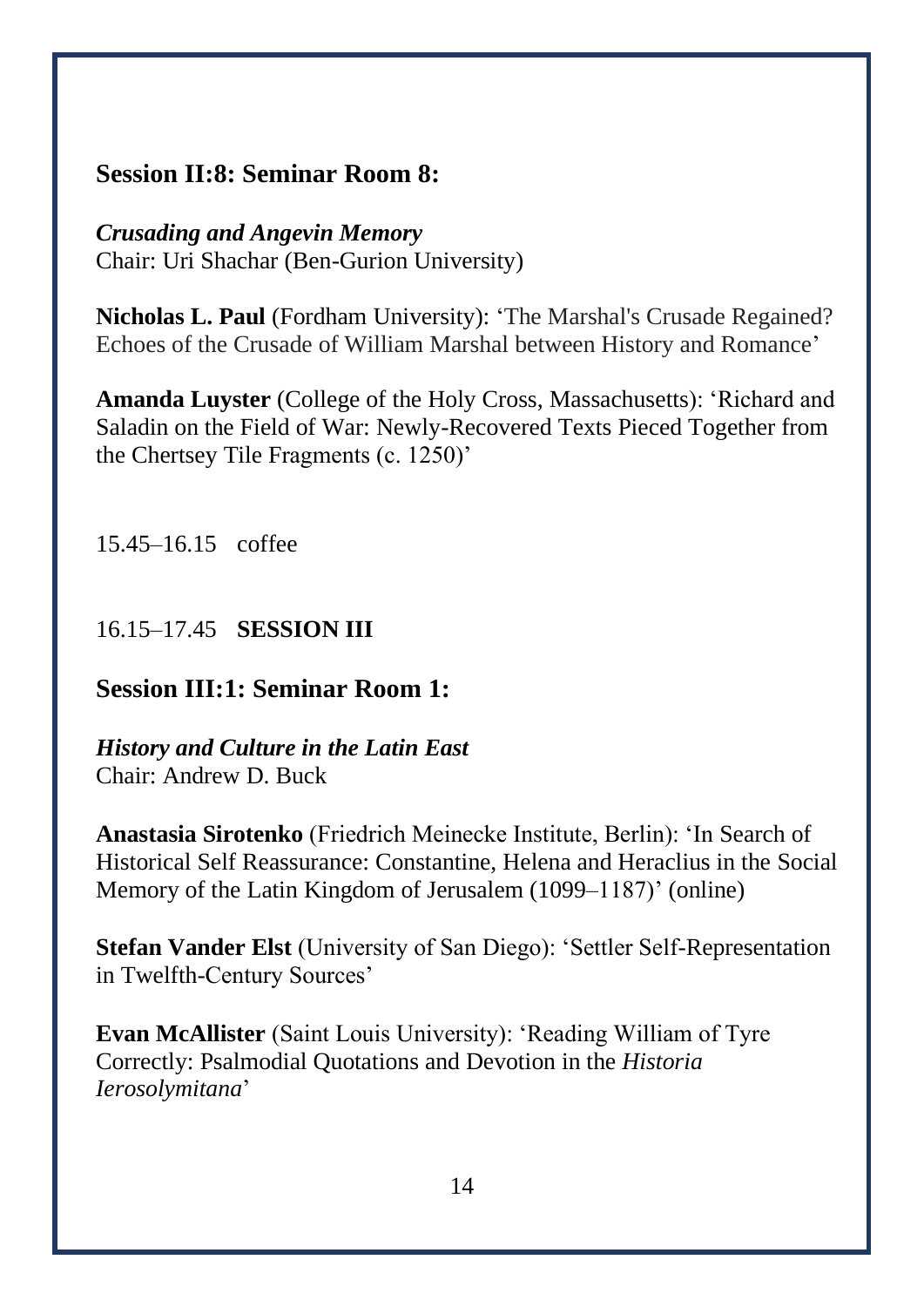### Session II:8: Seminar Room 8:

***Crusading and Angevin Memory***
Chair: Uri Shachar (Ben-Gurion University)

**Nicholas L. Paul** (Fordham University): 'The Marshal's Crusade Regained? Echoes of the Crusade of William Marshal between History and Romance'

**Amanda Luyster** (College of the Holy Cross, Massachusetts): 'Richard and Saladin on the Field of War: Newly-Recovered Texts Pieced Together from the Chertsey Tile Fragments (c. 1250)'

15.45–16.15 coffee

16.15–17.45 **SESSION III**

### Session III:1: Seminar Room 1:

***History and Culture in the Latin East***
Chair: Andrew D. Buck

**Anastasia Sirotenko** (Friedrich Meinecke Institute, Berlin): 'In Search of Historical Self Reassurance: Constantine, Helena and Heraclius in the Social Memory of the Latin Kingdom of Jerusalem (1099–1187)' (online)

**Stefan Vander Elst** (University of San Diego): 'Settler Self-Representation in Twelfth-Century Sources'

**Evan McAllister** (Saint Louis University): 'Reading William of Tyre Correctly: Psalmodial Quotations and Devotion in the *Historia Ierosolymitana*'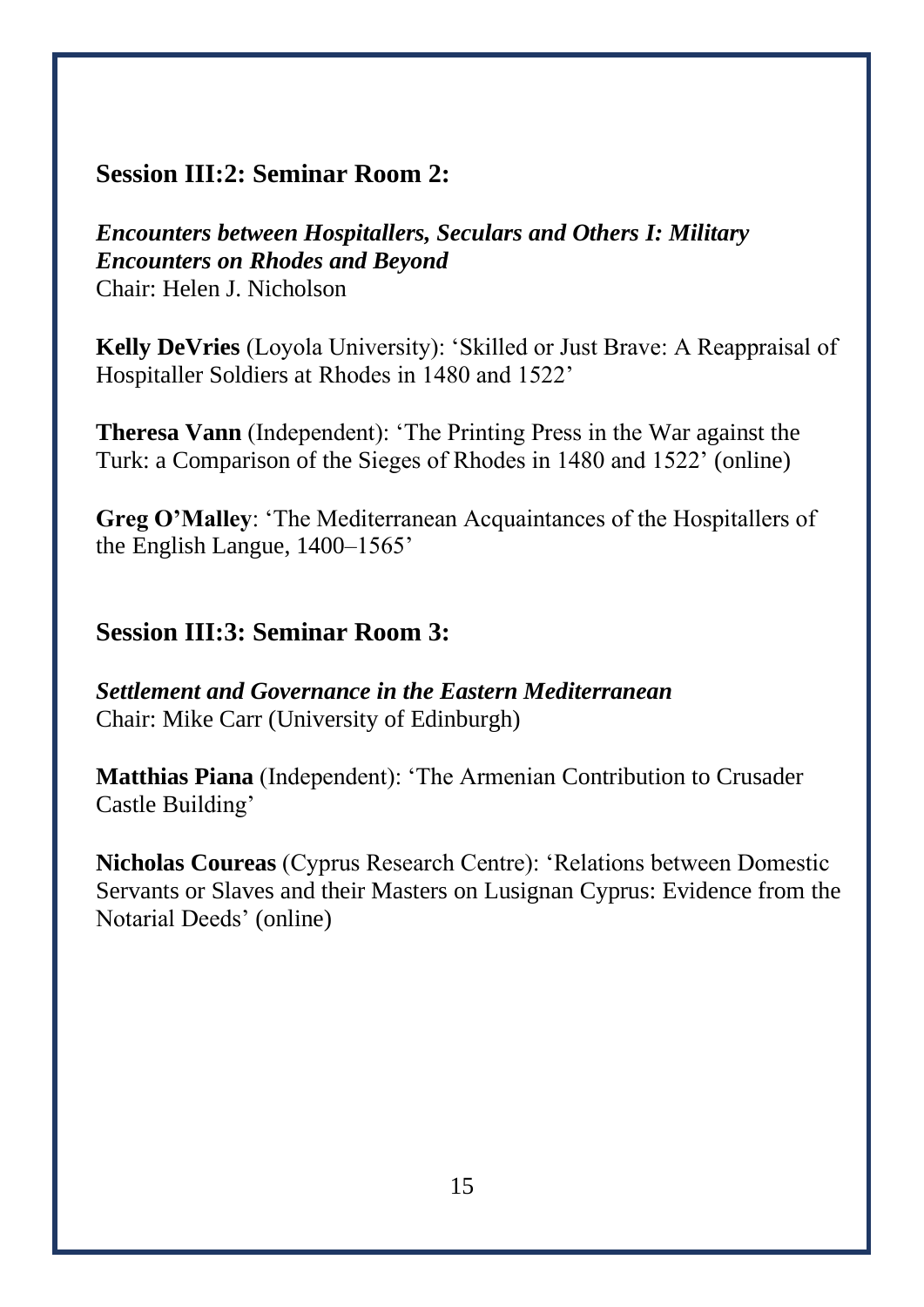## Session III:2: Seminar Room 2:

***Encounters between Hospitallers, Seculars and Others I: Military Encounters on Rhodes and Beyond***
Chair: Helen J. Nicholson

**Kelly DeVries** (Loyola University): 'Skilled or Just Brave: A Reappraisal of Hospitaller Soldiers at Rhodes in 1480 and 1522'

**Theresa Vann** (Independent): 'The Printing Press in the War against the Turk: a Comparison of the Sieges of Rhodes in 1480 and 1522' (online)

**Greg O'Malley**: 'The Mediterranean Acquaintances of the Hospitallers of the English Langue, 1400–1565'

## Session III:3: Seminar Room 3:

***Settlement and Governance in the Eastern Mediterranean***
Chair: Mike Carr (University of Edinburgh)

**Matthias Piana** (Independent): 'The Armenian Contribution to Crusader Castle Building'

**Nicholas Coureas** (Cyprus Research Centre): 'Relations between Domestic Servants or Slaves and their Masters on Lusignan Cyprus: Evidence from the Notarial Deeds' (online)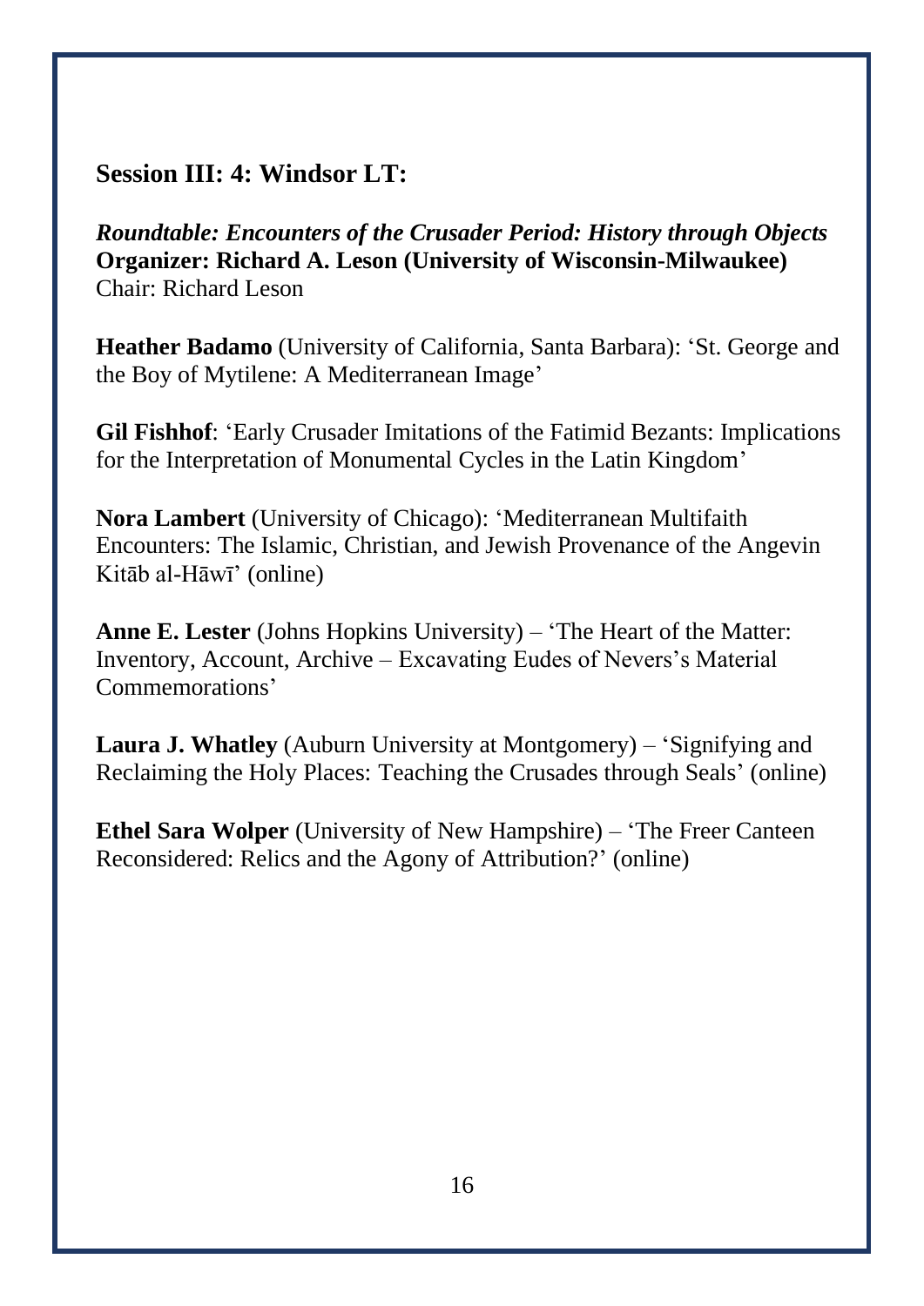## Session III: 4: Windsor LT:

***Roundtable: Encounters of the Crusader Period: History through Objects***
**Organizer: Richard A. Leson (University of Wisconsin-Milwaukee)**
Chair: Richard Leson

**Heather Badamo** (University of California, Santa Barbara): 'St. George and the Boy of Mytilene: A Mediterranean Image'

**Gil Fishhof**: 'Early Crusader Imitations of the Fatimid Bezants: Implications for the Interpretation of Monumental Cycles in the Latin Kingdom'

**Nora Lambert** (University of Chicago): 'Mediterranean Multifaith Encounters: The Islamic, Christian, and Jewish Provenance of the Angevin Kitāb al-Hāwī' (online)

**Anne E. Lester** (Johns Hopkins University) – 'The Heart of the Matter: Inventory, Account, Archive – Excavating Eudes of Nevers's Material Commemorations'

**Laura J. Whatley** (Auburn University at Montgomery) – 'Signifying and Reclaiming the Holy Places: Teaching the Crusades through Seals' (online)

**Ethel Sara Wolper** (University of New Hampshire) – 'The Freer Canteen Reconsidered: Relics and the Agony of Attribution?' (online)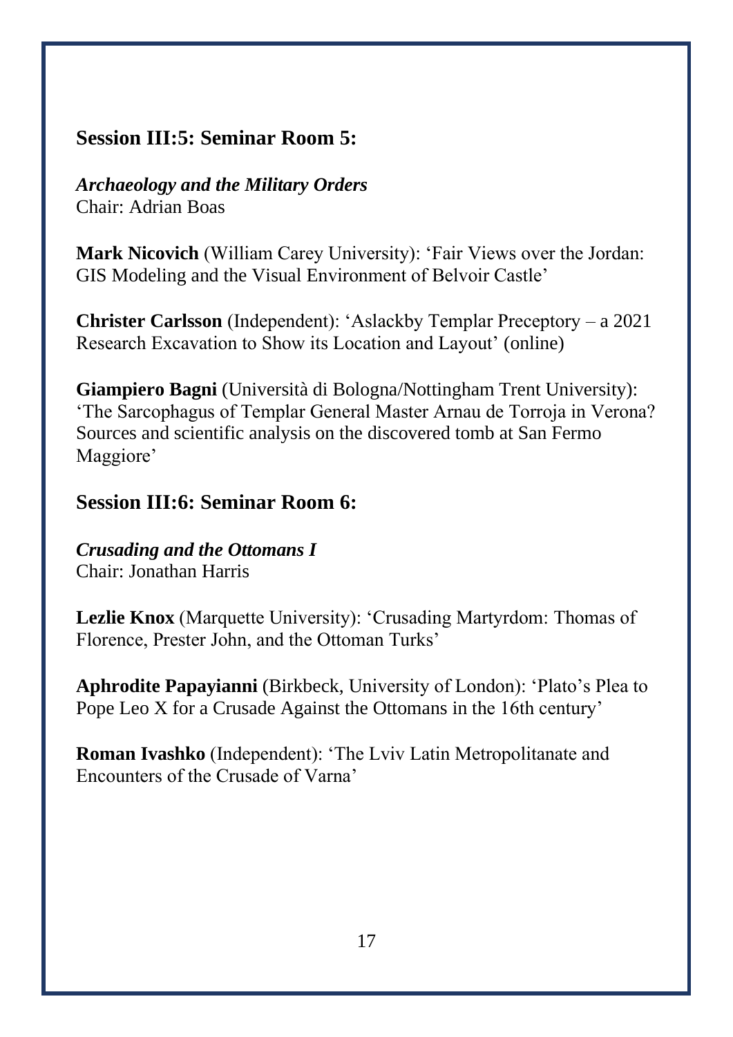## Session III:5: Seminar Room 5:

***Archaeology and the Military Orders***
Chair: Adrian Boas

**Mark Nicovich** (William Carey University): 'Fair Views over the Jordan: GIS Modeling and the Visual Environment of Belvoir Castle'

**Christer Carlsson** (Independent): 'Aslackby Templar Preceptory – a 2021 Research Excavation to Show its Location and Layout' (online)

**Giampiero Bagni** (Università di Bologna/Nottingham Trent University): 'The Sarcophagus of Templar General Master Arnau de Torroja in Verona? Sources and scientific analysis on the discovered tomb at San Fermo Maggiore'

## Session III:6: Seminar Room 6:

***Crusading and the Ottomans I***
Chair: Jonathan Harris

**Lezlie Knox** (Marquette University): 'Crusading Martyrdom: Thomas of Florence, Prester John, and the Ottoman Turks'

**Aphrodite Papayianni** (Birkbeck, University of London): 'Plato's Plea to Pope Leo X for a Crusade Against the Ottomans in the 16th century'

**Roman Ivashko** (Independent): 'The Lviv Latin Metropolitanate and Encounters of the Crusade of Varna'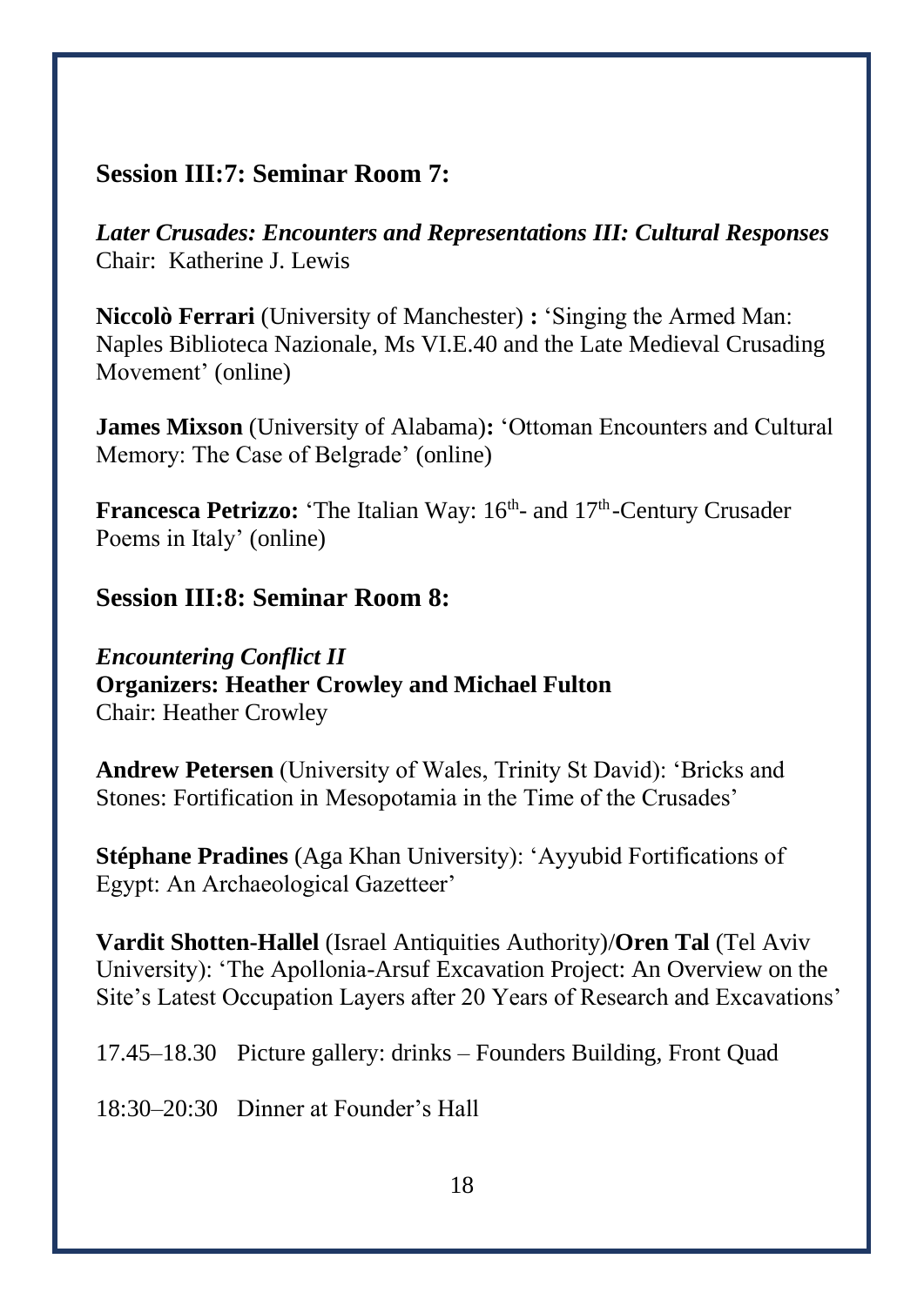## Session III:7: Seminar Room 7:

***Later Crusades: Encounters and Representations III: Cultural Responses***
Chair: Katherine J. Lewis

**Niccolò Ferrari** (University of Manchester) **:** 'Singing the Armed Man: Naples Biblioteca Nazionale, Ms VI.E.40 and the Late Medieval Crusading Movement' (online)

**James Mixson** (University of Alabama)**:** 'Ottoman Encounters and Cultural Memory: The Case of Belgrade' (online)

**Francesca Petrizzo:** 'The Italian Way: 16th- and 17th-Century Crusader Poems in Italy' (online)

## Session III:8: Seminar Room 8:

***Encountering Conflict II***
**Organizers: Heather Crowley and Michael Fulton**
Chair: Heather Crowley

**Andrew Petersen** (University of Wales, Trinity St David): 'Bricks and Stones: Fortification in Mesopotamia in the Time of the Crusades'

**Stéphane Pradines** (Aga Khan University): 'Ayyubid Fortifications of Egypt: An Archaeological Gazetteer'

**Vardit Shotten-Hallel** (Israel Antiquities Authority)/**Oren Tal** (Tel Aviv University): 'The Apollonia-Arsuf Excavation Project: An Overview on the Site's Latest Occupation Layers after 20 Years of Research and Excavations'

17.45–18.30 Picture gallery: drinks – Founders Building, Front Quad

18:30–20:30 Dinner at Founder's Hall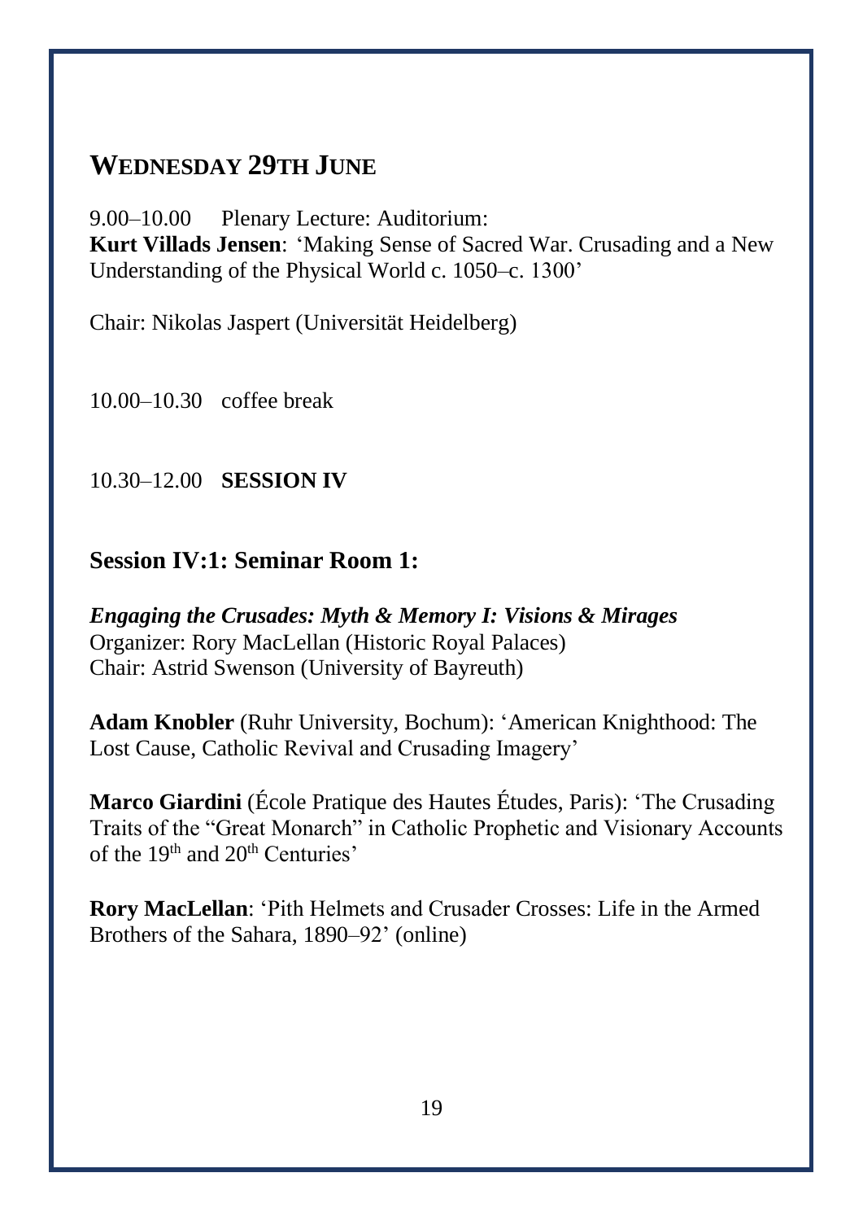## WEDNESDAY 29TH JUNE

9.00–10.00 Plenary Lecture: Auditorium:
**Kurt Villads Jensen**: 'Making Sense of Sacred War. Crusading and a New Understanding of the Physical World c. 1050–c. 1300'

Chair: Nikolas Jaspert (Universität Heidelberg)

10.00–10.30 coffee break

10.30–12.00 **SESSION IV**

### Session IV:1: Seminar Room 1:

***Engaging the Crusades: Myth & Memory I: Visions & Mirages***
Organizer: Rory MacLellan (Historic Royal Palaces)
Chair: Astrid Swenson (University of Bayreuth)

**Adam Knobler** (Ruhr University, Bochum): 'American Knighthood: The Lost Cause, Catholic Revival and Crusading Imagery'

**Marco Giardini** (École Pratique des Hautes Études, Paris): 'The Crusading Traits of the "Great Monarch" in Catholic Prophetic and Visionary Accounts of the 19th and 20th Centuries'

**Rory MacLellan**: 'Pith Helmets and Crusader Crosses: Life in the Armed Brothers of the Sahara, 1890–92' (online)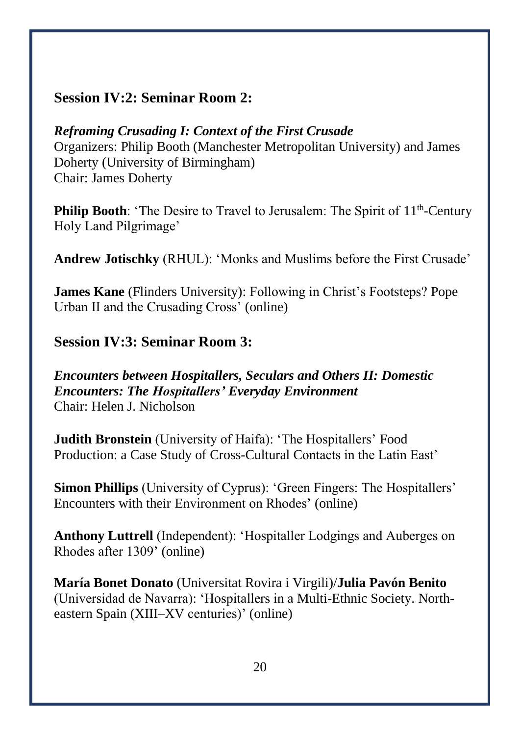## Session IV:2: Seminar Room 2:

***Reframing Crusading I: Context of the First Crusade***
Organizers: Philip Booth (Manchester Metropolitan University) and James Doherty (University of Birmingham)
Chair: James Doherty

**Philip Booth**: 'The Desire to Travel to Jerusalem: The Spirit of 11th-Century Holy Land Pilgrimage'

**Andrew Jotischky** (RHUL): 'Monks and Muslims before the First Crusade'

**James Kane** (Flinders University): Following in Christ's Footsteps? Pope Urban II and the Crusading Cross' (online)

## Session IV:3: Seminar Room 3:

***Encounters between Hospitallers, Seculars and Others II: Domestic Encounters: The Hospitallers' Everyday Environment***
Chair: Helen J. Nicholson

**Judith Bronstein** (University of Haifa): 'The Hospitallers' Food Production: a Case Study of Cross-Cultural Contacts in the Latin East'

**Simon Phillips** (University of Cyprus): 'Green Fingers: The Hospitallers' Encounters with their Environment on Rhodes' (online)

**Anthony Luttrell** (Independent): 'Hospitaller Lodgings and Auberges on Rhodes after 1309' (online)

**María Bonet Donato** (Universitat Rovira i Virgili)/**Julia Pavón Benito** (Universidad de Navarra): 'Hospitallers in a Multi-Ethnic Society. North-eastern Spain (XIII–XV centuries)' (online)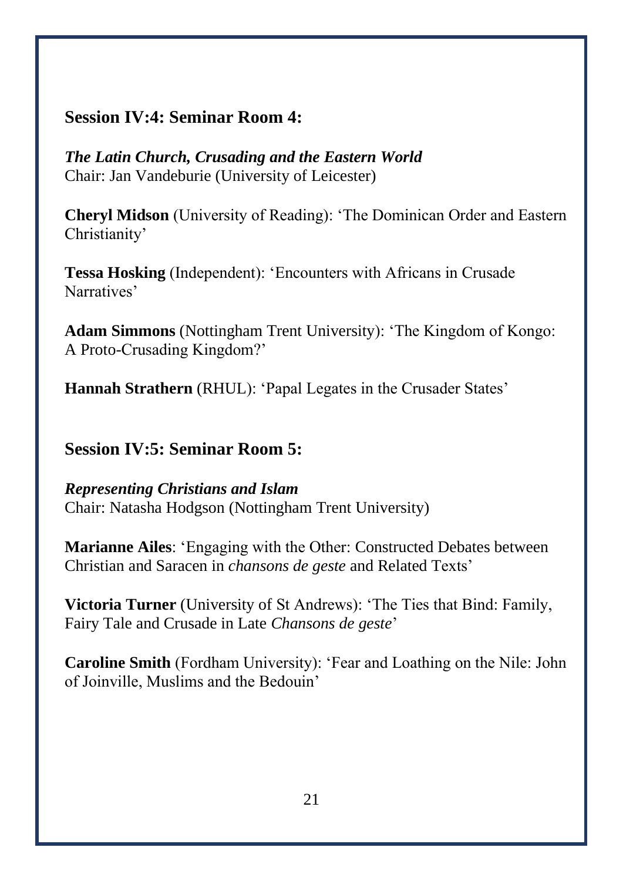## Session IV:4: Seminar Room 4:

***The Latin Church, Crusading and the Eastern World***
Chair: Jan Vandeburie (University of Leicester)

**Cheryl Midson** (University of Reading): 'The Dominican Order and Eastern Christianity'

**Tessa Hosking** (Independent): 'Encounters with Africans in Crusade Narratives'

**Adam Simmons** (Nottingham Trent University): 'The Kingdom of Kongo: A Proto-Crusading Kingdom?'

**Hannah Strathern** (RHUL): 'Papal Legates in the Crusader States'

## Session IV:5: Seminar Room 5:

***Representing Christians and Islam***
Chair: Natasha Hodgson (Nottingham Trent University)

**Marianne Ailes**: 'Engaging with the Other: Constructed Debates between Christian and Saracen in *chansons de geste* and Related Texts'

**Victoria Turner** (University of St Andrews): 'The Ties that Bind: Family, Fairy Tale and Crusade in Late *Chansons de geste*'

**Caroline Smith** (Fordham University): 'Fear and Loathing on the Nile: John of Joinville, Muslims and the Bedouin'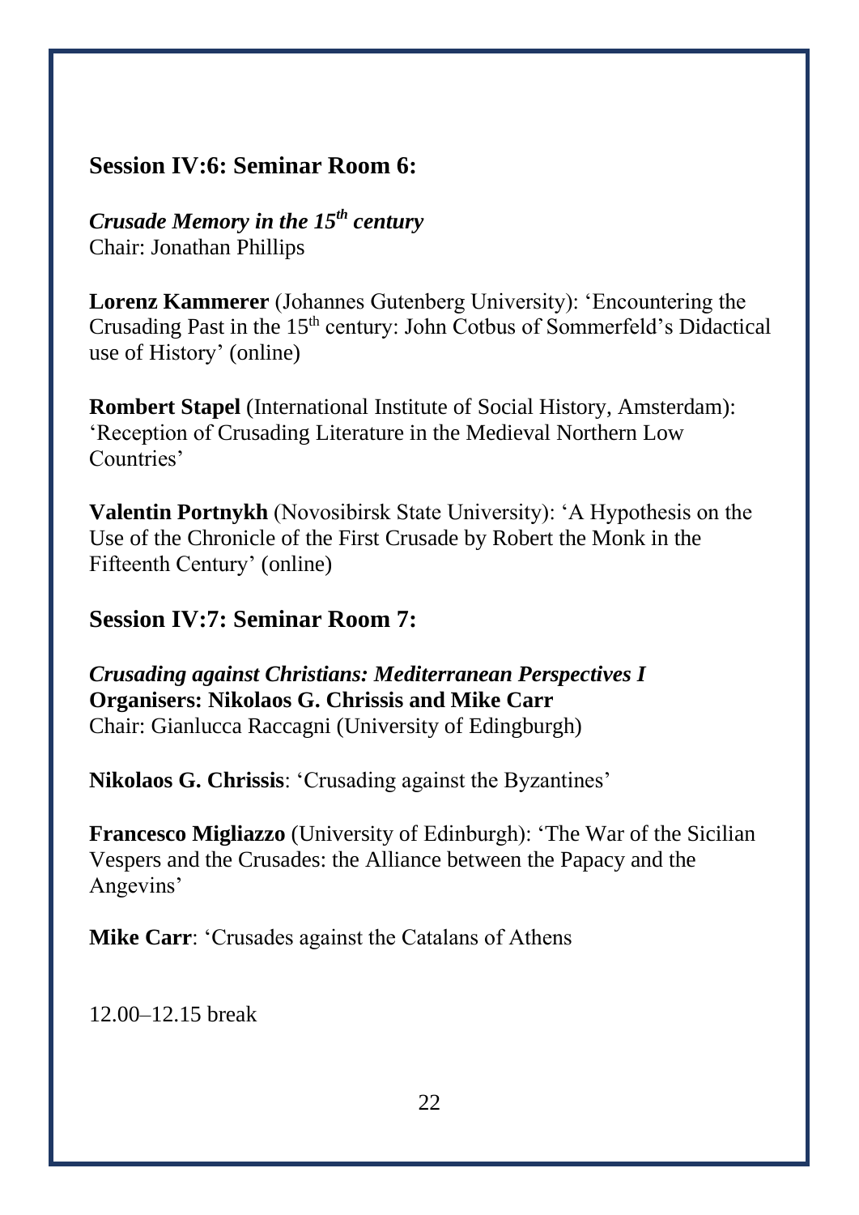## Session IV:6: Seminar Room 6:

***Crusade Memory in the 15th century***
Chair: Jonathan Phillips

**Lorenz Kammerer** (Johannes Gutenberg University): 'Encountering the Crusading Past in the 15th century: John Cotbus of Sommerfeld's Didactical use of History' (online)

**Rombert Stapel** (International Institute of Social History, Amsterdam): 'Reception of Crusading Literature in the Medieval Northern Low Countries'

**Valentin Portnykh** (Novosibirsk State University): 'A Hypothesis on the Use of the Chronicle of the First Crusade by Robert the Monk in the Fifteenth Century' (online)

## Session IV:7: Seminar Room 7:

***Crusading against Christians: Mediterranean Perspectives I***
**Organisers: Nikolaos G. Chrissis and Mike Carr**
Chair: Gianlucca Raccagni (University of Edingburgh)

**Nikolaos G. Chrissis**: 'Crusading against the Byzantines'

**Francesco Migliazzo** (University of Edinburgh): 'The War of the Sicilian Vespers and the Crusades: the Alliance between the Papacy and the Angevins'

**Mike Carr**: 'Crusades against the Catalans of Athens

12.00–12.15 break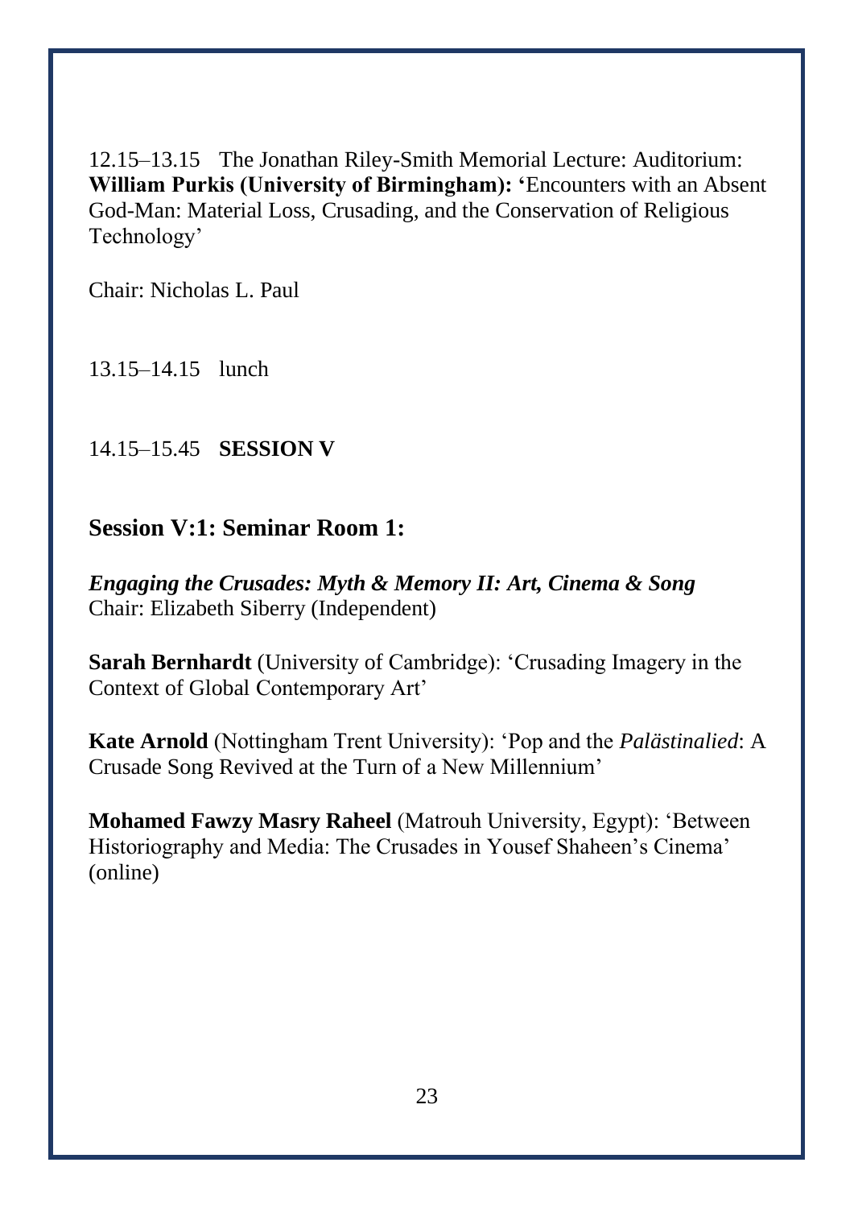12.15–13.15 The Jonathan Riley-Smith Memorial Lecture: Auditorium: **William Purkis (University of Birmingham): '**Encounters with an Absent God-Man: Material Loss, Crusading, and the Conservation of Religious Technology'

Chair: Nicholas L. Paul

13.15–14.15 lunch

14.15–15.45 **SESSION V**

## Session V:1: Seminar Room 1:

***Engaging the Crusades: Myth & Memory II: Art, Cinema & Song***
Chair: Elizabeth Siberry (Independent)

**Sarah Bernhardt** (University of Cambridge): 'Crusading Imagery in the Context of Global Contemporary Art'

**Kate Arnold** (Nottingham Trent University): 'Pop and the *Palästinalied*: A Crusade Song Revived at the Turn of a New Millennium'

**Mohamed Fawzy Masry Raheel** (Matrouh University, Egypt): 'Between Historiography and Media: The Crusades in Yousef Shaheen's Cinema' (online)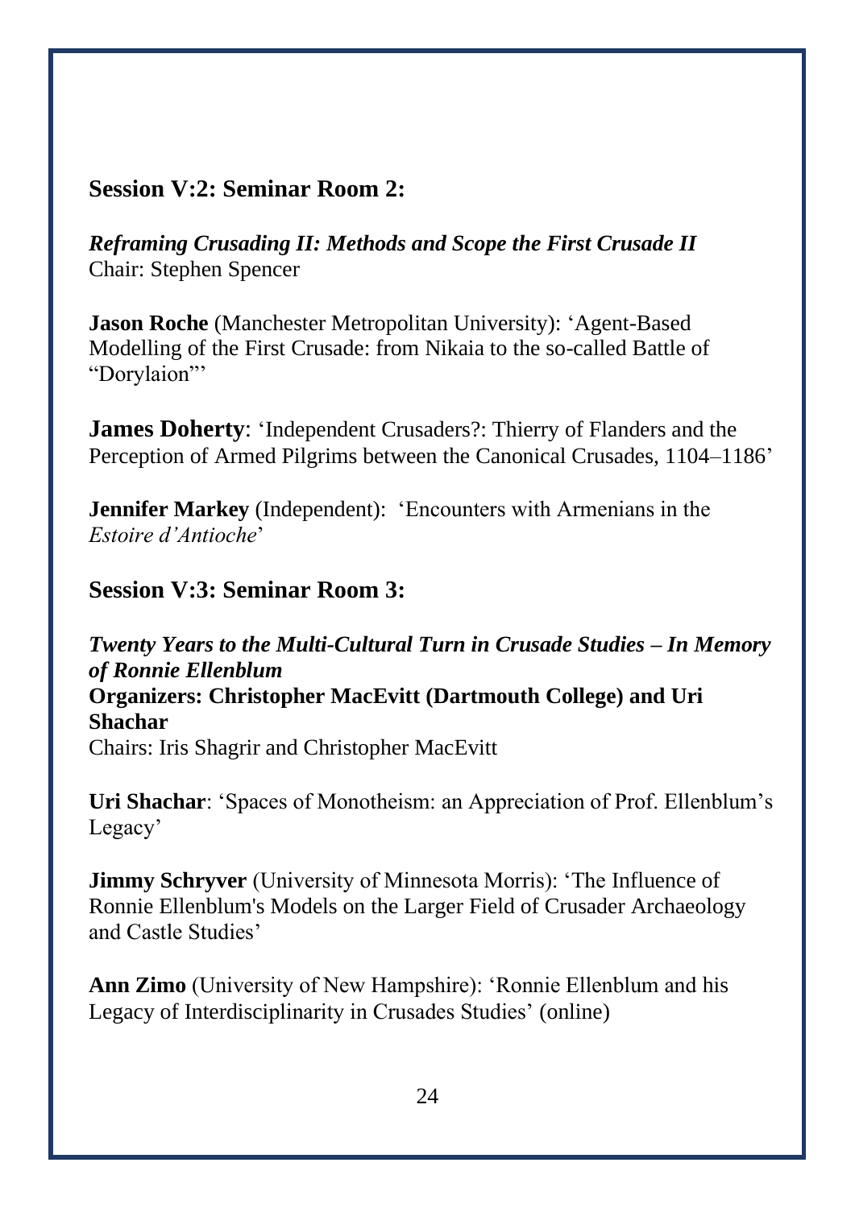## Session V:2: Seminar Room 2:

***Reframing Crusading II: Methods and Scope the First Crusade II***
Chair: Stephen Spencer

**Jason Roche** (Manchester Metropolitan University): 'Agent-Based Modelling of the First Crusade: from Nikaia to the so-called Battle of "Dorylaion"'

**James Doherty**: 'Independent Crusaders?: Thierry of Flanders and the Perception of Armed Pilgrims between the Canonical Crusades, 1104–1186'

**Jennifer Markey** (Independent): 'Encounters with Armenians in the *Estoire d'Antioche*'

## Session V:3: Seminar Room 3:

***Twenty Years to the Multi-Cultural Turn in Crusade Studies – In Memory of Ronnie Ellenblum***
**Organizers: Christopher MacEvitt (Dartmouth College) and Uri Shachar**
Chairs: Iris Shagrir and Christopher MacEvitt

**Uri Shachar**: 'Spaces of Monotheism: an Appreciation of Prof. Ellenblum's Legacy'

**Jimmy Schryver** (University of Minnesota Morris): 'The Influence of Ronnie Ellenblum's Models on the Larger Field of Crusader Archaeology and Castle Studies'

**Ann Zimo** (University of New Hampshire): 'Ronnie Ellenblum and his Legacy of Interdisciplinarity in Crusades Studies' (online)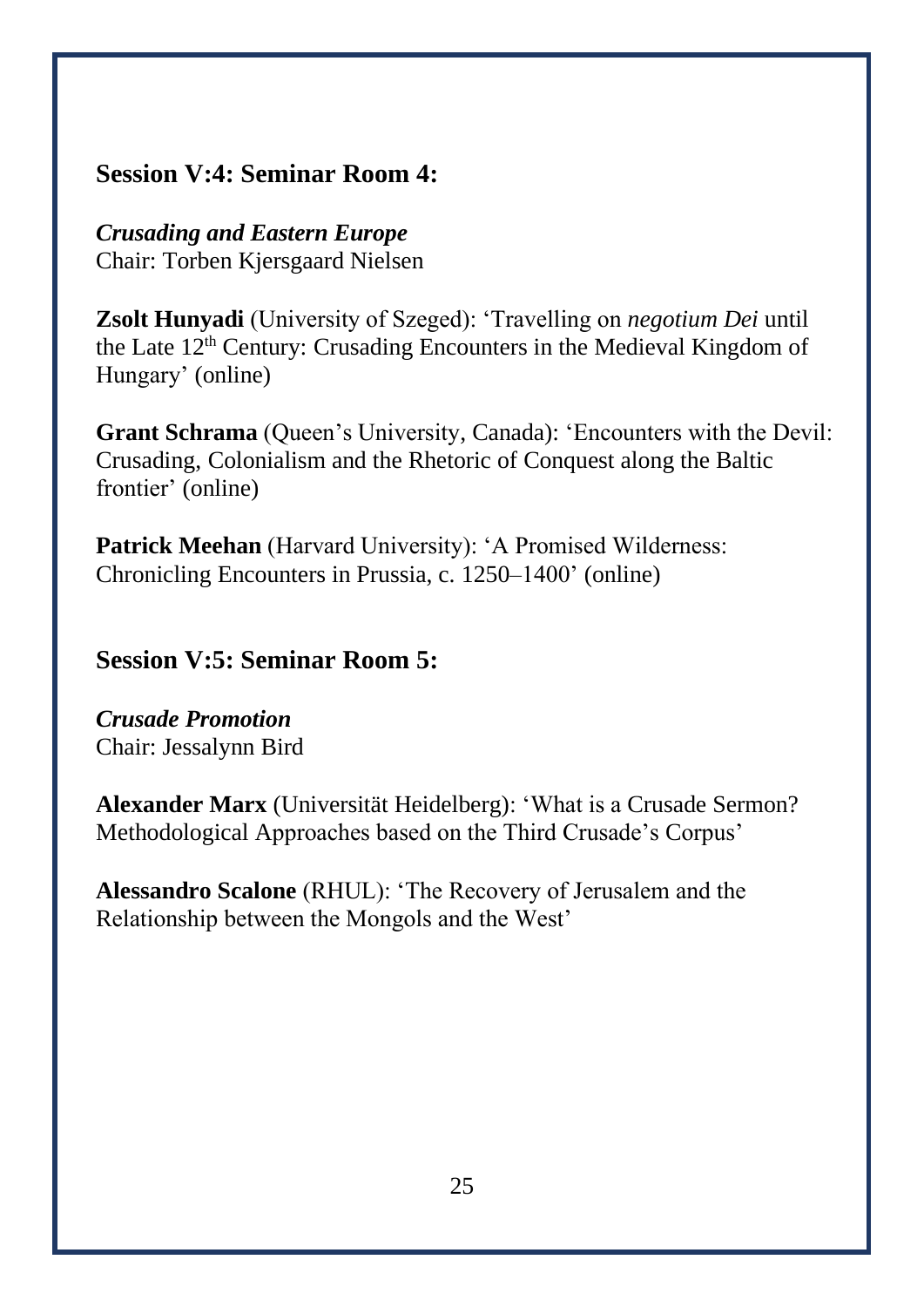## Session V:4: Seminar Room 4:

***Crusading and Eastern Europe***
Chair: Torben Kjersgaard Nielsen

**Zsolt Hunyadi** (University of Szeged): 'Travelling on *negotium Dei* until the Late 12th Century: Crusading Encounters in the Medieval Kingdom of Hungary' (online)

**Grant Schrama** (Queen's University, Canada): 'Encounters with the Devil: Crusading, Colonialism and the Rhetoric of Conquest along the Baltic frontier' (online)

**Patrick Meehan** (Harvard University): 'A Promised Wilderness: Chronicling Encounters in Prussia, c. 1250–1400' (online)

## Session V:5: Seminar Room 5:

***Crusade Promotion***
Chair: Jessalynn Bird

**Alexander Marx** (Universität Heidelberg): 'What is a Crusade Sermon? Methodological Approaches based on the Third Crusade's Corpus'

**Alessandro Scalone** (RHUL): 'The Recovery of Jerusalem and the Relationship between the Mongols and the West'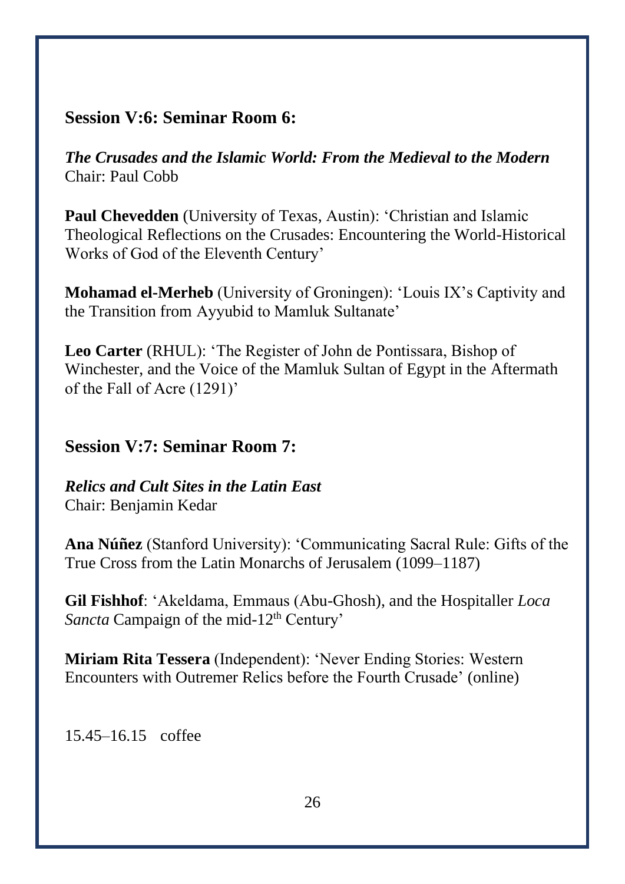## Session V:6: Seminar Room 6:

***The Crusades and the Islamic World: From the Medieval to the Modern***
Chair: Paul Cobb

**Paul Chevedden** (University of Texas, Austin): 'Christian and Islamic Theological Reflections on the Crusades: Encountering the World-Historical Works of God of the Eleventh Century'

**Mohamad el-Merheb** (University of Groningen): 'Louis IX's Captivity and the Transition from Ayyubid to Mamluk Sultanate'

**Leo Carter** (RHUL): 'The Register of John de Pontissara, Bishop of Winchester, and the Voice of the Mamluk Sultan of Egypt in the Aftermath of the Fall of Acre (1291)'

## Session V:7: Seminar Room 7:

***Relics and Cult Sites in the Latin East***
Chair: Benjamin Kedar

**Ana Núñez** (Stanford University): 'Communicating Sacral Rule: Gifts of the True Cross from the Latin Monarchs of Jerusalem (1099–1187)

**Gil Fishhof**: 'Akeldama, Emmaus (Abu-Ghosh), and the Hospitaller *Loca Sancta* Campaign of the mid-12th Century'

**Miriam Rita Tessera** (Independent): 'Never Ending Stories: Western Encounters with Outremer Relics before the Fourth Crusade' (online)

15.45–16.15 coffee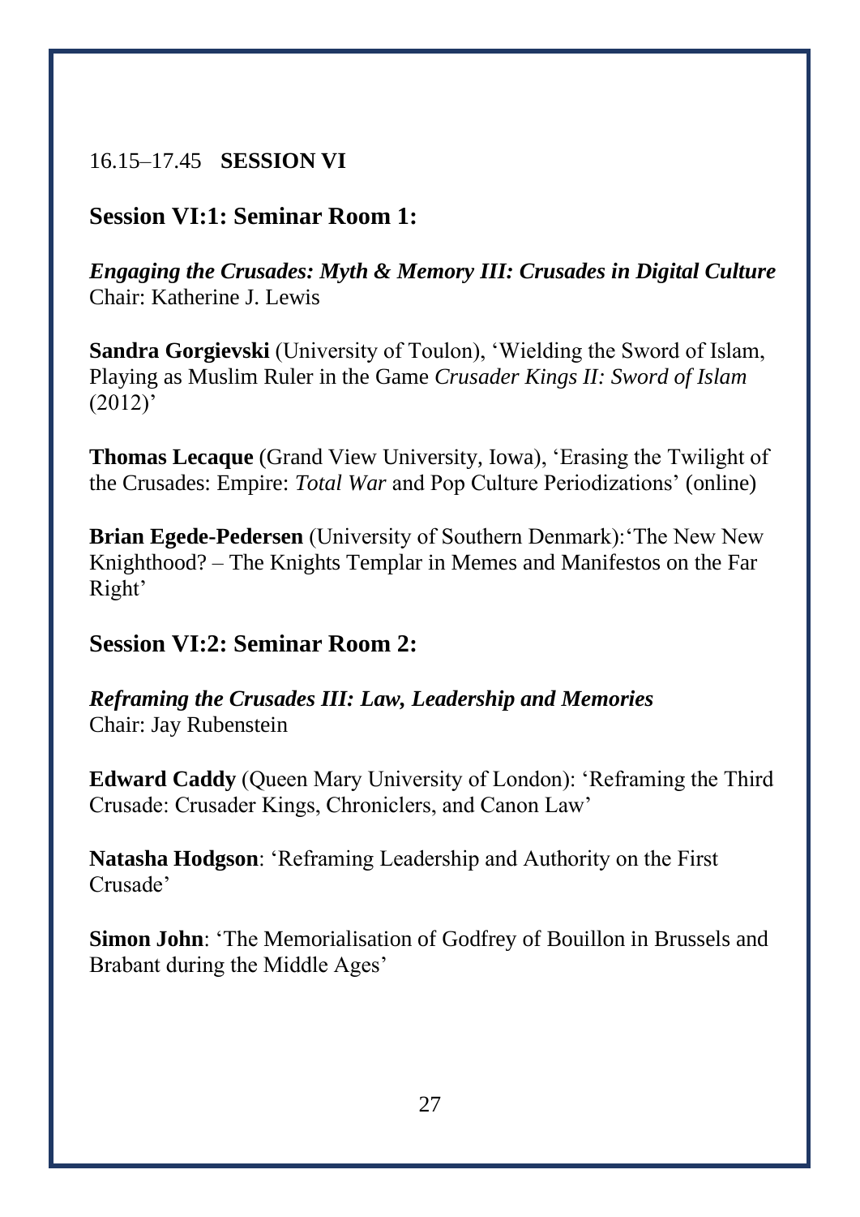16.15–17.45 **SESSION VI**

## Session VI:1: Seminar Room 1:

***Engaging the Crusades: Myth & Memory III: Crusades in Digital Culture***
Chair: Katherine J. Lewis

**Sandra Gorgievski** (University of Toulon), 'Wielding the Sword of Islam, Playing as Muslim Ruler in the Game *Crusader Kings II: Sword of Islam* (2012)'

**Thomas Lecaque** (Grand View University, Iowa), 'Erasing the Twilight of the Crusades: Empire: *Total War* and Pop Culture Periodizations' (online)

**Brian Egede-Pedersen** (University of Southern Denmark):'The New New Knighthood? – The Knights Templar in Memes and Manifestos on the Far Right'

## Session VI:2: Seminar Room 2:

***Reframing the Crusades III: Law, Leadership and Memories***
Chair: Jay Rubenstein

**Edward Caddy** (Queen Mary University of London): 'Reframing the Third Crusade: Crusader Kings, Chroniclers, and Canon Law'

**Natasha Hodgson**: 'Reframing Leadership and Authority on the First Crusade'

**Simon John**: 'The Memorialisation of Godfrey of Bouillon in Brussels and Brabant during the Middle Ages'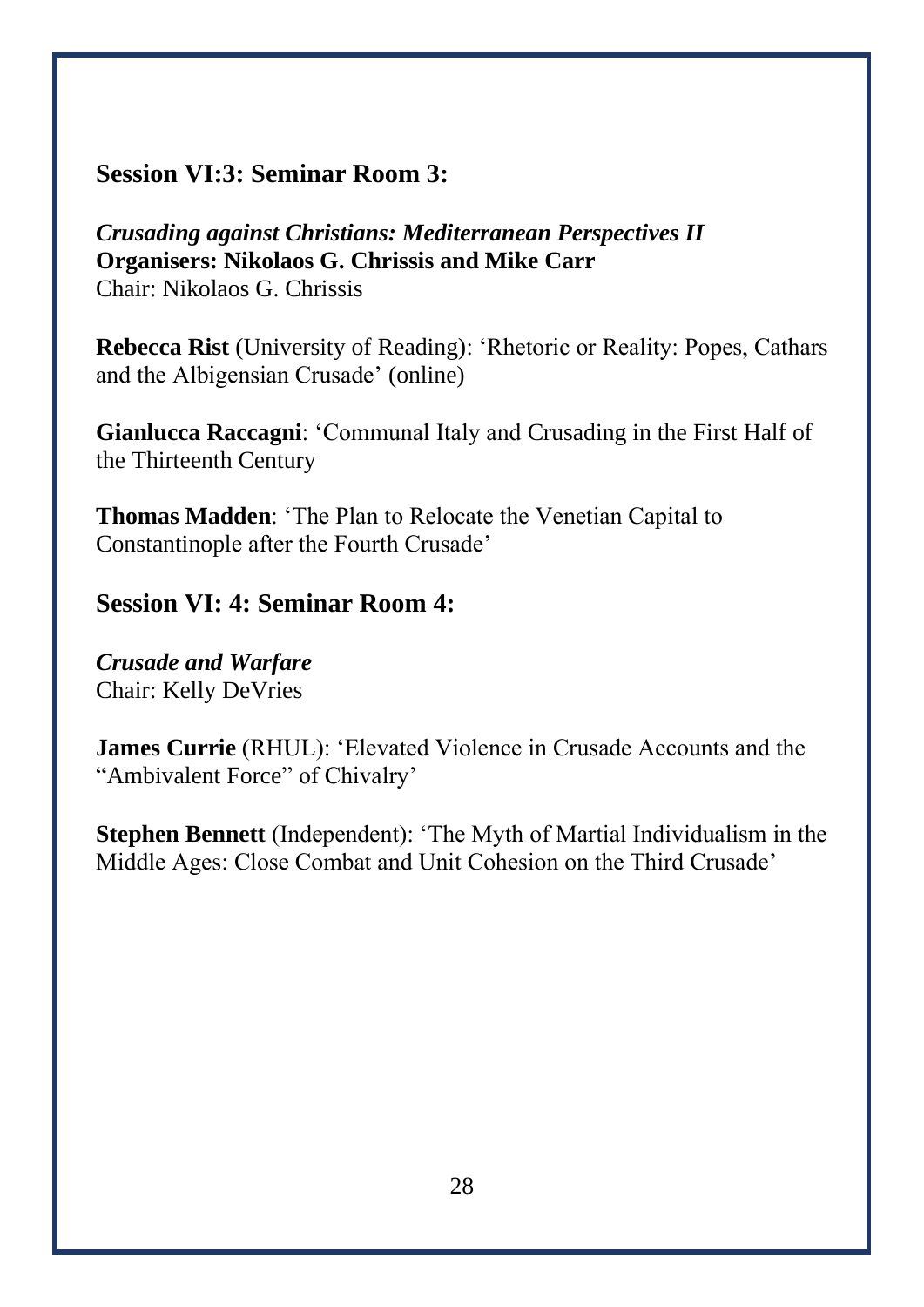## Session VI:3: Seminar Room 3:

***Crusading against Christians: Mediterranean Perspectives II***
**Organisers: Nikolaos G. Chrissis and Mike Carr**
Chair: Nikolaos G. Chrissis

**Rebecca Rist** (University of Reading): 'Rhetoric or Reality: Popes, Cathars and the Albigensian Crusade' (online)

**Gianlucca Raccagni**: 'Communal Italy and Crusading in the First Half of the Thirteenth Century

**Thomas Madden**: 'The Plan to Relocate the Venetian Capital to Constantinople after the Fourth Crusade'

## Session VI: 4: Seminar Room 4:

***Crusade and Warfare***
Chair: Kelly DeVries

**James Currie** (RHUL): 'Elevated Violence in Crusade Accounts and the "Ambivalent Force" of Chivalry'

**Stephen Bennett** (Independent): 'The Myth of Martial Individualism in the Middle Ages: Close Combat and Unit Cohesion on the Third Crusade'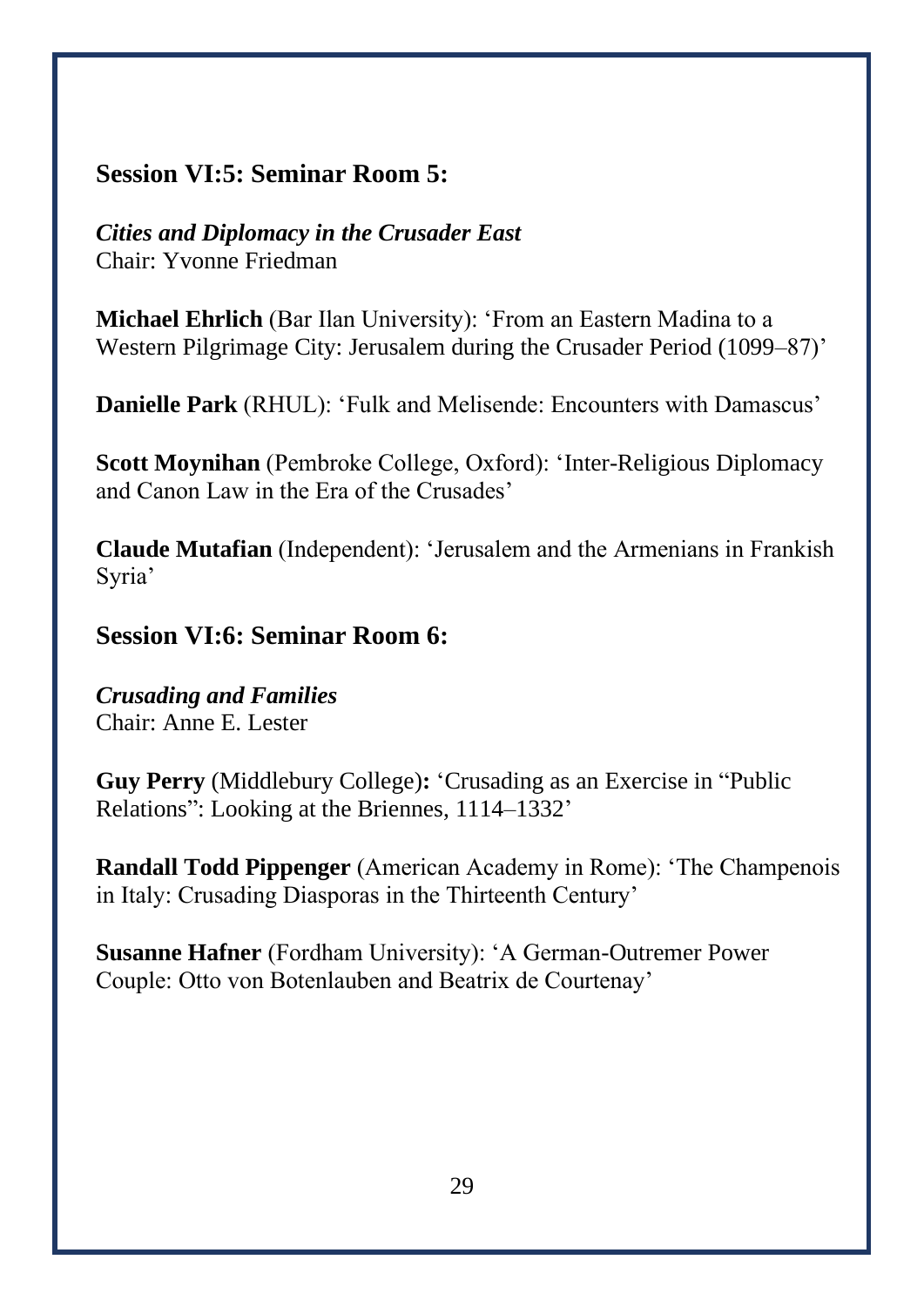## Session VI:5: Seminar Room 5:

***Cities and Diplomacy in the Crusader East***
Chair: Yvonne Friedman

**Michael Ehrlich** (Bar Ilan University): 'From an Eastern Madina to a Western Pilgrimage City: Jerusalem during the Crusader Period (1099–87)'

**Danielle Park** (RHUL): 'Fulk and Melisende: Encounters with Damascus'

**Scott Moynihan** (Pembroke College, Oxford): 'Inter-Religious Diplomacy and Canon Law in the Era of the Crusades'

**Claude Mutafian** (Independent): 'Jerusalem and the Armenians in Frankish Syria'

## Session VI:6: Seminar Room 6:

***Crusading and Families***
Chair: Anne E. Lester

**Guy Perry** (Middlebury College)**:** 'Crusading as an Exercise in "Public Relations": Looking at the Briennes, 1114–1332'

**Randall Todd Pippenger** (American Academy in Rome): 'The Champenois in Italy: Crusading Diasporas in the Thirteenth Century'

**Susanne Hafner** (Fordham University): 'A German-Outremer Power Couple: Otto von Botenlauben and Beatrix de Courtenay'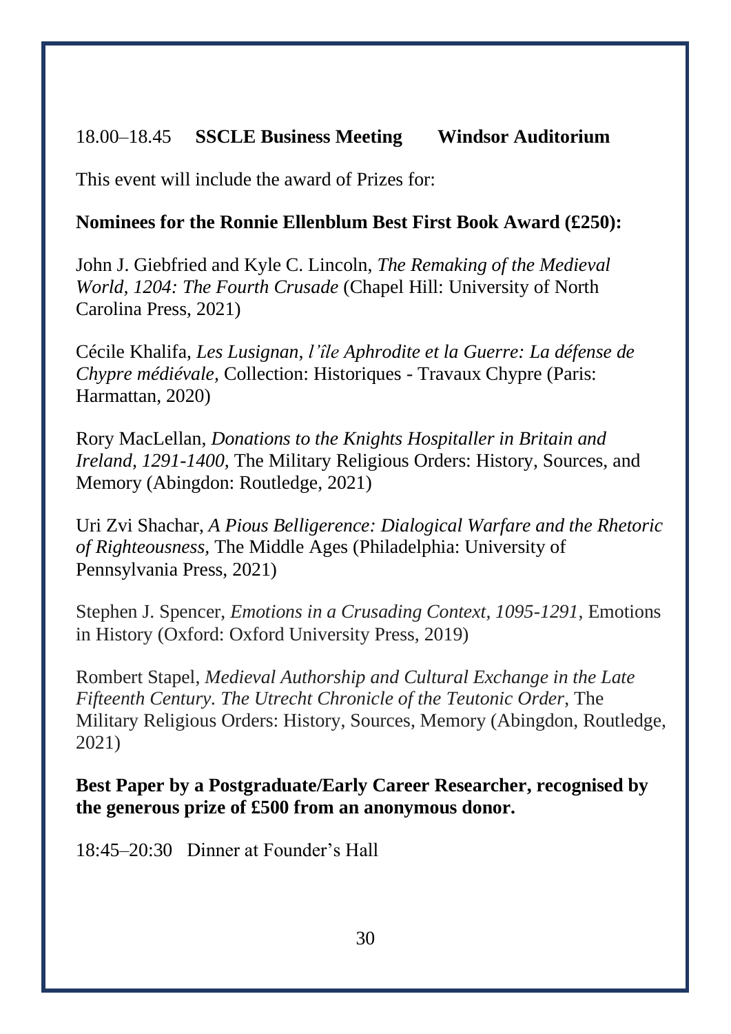18.00–18.45 **SSCLE Business Meeting** **Windsor Auditorium**

This event will include the award of Prizes for:

**Nominees for the Ronnie Ellenblum Best First Book Award (£250):**

John J. Giebfried and Kyle C. Lincoln, *The Remaking of the Medieval World, 1204: The Fourth Crusade* (Chapel Hill: University of North Carolina Press, 2021)

Cécile Khalifa, *Les Lusignan, l'île Aphrodite et la Guerre: La défense de Chypre médiévale,* Collection: Historiques - Travaux Chypre (Paris: Harmattan, 2020)

Rory MacLellan, *Donations to the Knights Hospitaller in Britain and Ireland, 1291-1400,* The Military Religious Orders: History, Sources, and Memory (Abingdon: Routledge, 2021)

Uri Zvi Shachar, *A Pious Belligerence: Dialogical Warfare and the Rhetoric of Righteousness,* The Middle Ages (Philadelphia: University of Pennsylvania Press, 2021)

Stephen J. Spencer, *Emotions in a Crusading Context, 1095-1291*, Emotions in History (Oxford: Oxford University Press, 2019)

Rombert Stapel, *Medieval Authorship and Cultural Exchange in the Late Fifteenth Century. The Utrecht Chronicle of the Teutonic Order*, The Military Religious Orders: History, Sources, Memory (Abingdon, Routledge, 2021)

**Best Paper by a Postgraduate/Early Career Researcher, recognised by the generous prize of £500 from an anonymous donor.**

18:45–20:30 Dinner at Founder's Hall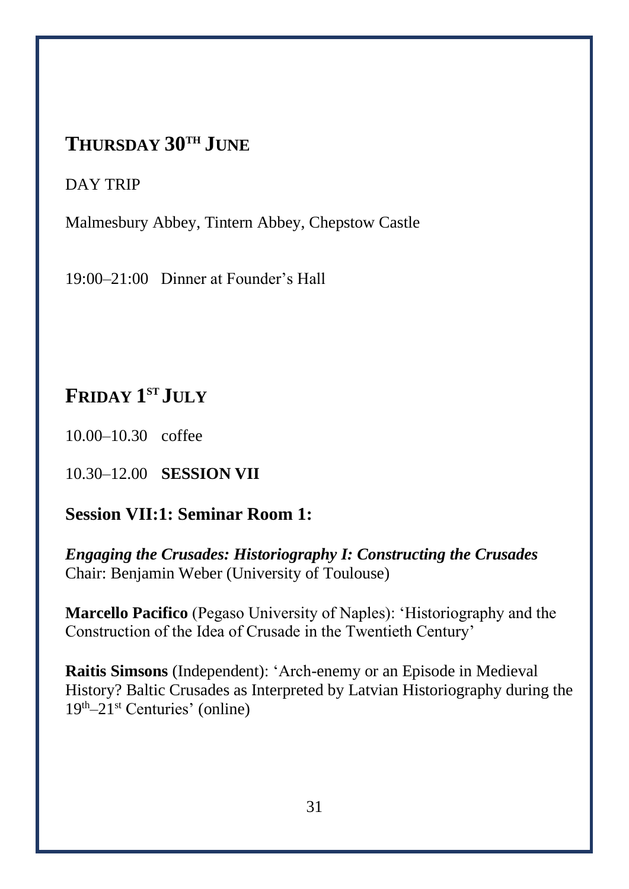## Thursday 30th June

DAY TRIP

Malmesbury Abbey, Tintern Abbey, Chepstow Castle

19:00–21:00 Dinner at Founder's Hall

## Friday 1st July

10.00–10.30 coffee

10.30–12.00 **SESSION VII**

### Session VII:1: Seminar Room 1:

***Engaging the Crusades: Historiography I: Constructing the Crusades***
Chair: Benjamin Weber (University of Toulouse)

**Marcello Pacifico** (Pegaso University of Naples): 'Historiography and the Construction of the Idea of Crusade in the Twentieth Century'

**Raitis Simsons** (Independent): 'Arch-enemy or an Episode in Medieval History? Baltic Crusades as Interpreted by Latvian Historiography during the 19th–21st Centuries' (online)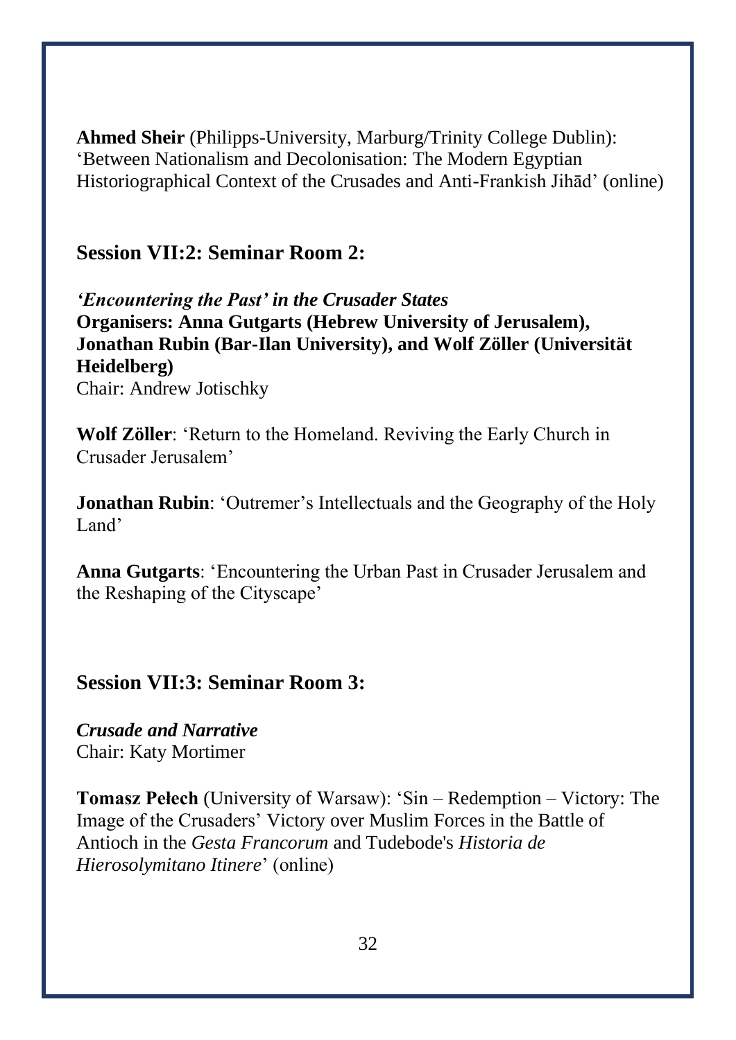**Ahmed Sheir** (Philipps-University, Marburg/Trinity College Dublin): 'Between Nationalism and Decolonisation: The Modern Egyptian Historiographical Context of the Crusades and Anti-Frankish Jihād' (online)

## Session VII:2: Seminar Room 2:

***'Encountering the Past' in the Crusader States***
**Organisers: Anna Gutgarts (Hebrew University of Jerusalem), Jonathan Rubin (Bar-Ilan University), and Wolf Zöller (Universität Heidelberg)**
Chair: Andrew Jotischky

**Wolf Zöller**: 'Return to the Homeland. Reviving the Early Church in Crusader Jerusalem'

**Jonathan Rubin**: 'Outremer's Intellectuals and the Geography of the Holy Land'

**Anna Gutgarts**: 'Encountering the Urban Past in Crusader Jerusalem and the Reshaping of the Cityscape'

## Session VII:3: Seminar Room 3:

***Crusade and Narrative***
Chair: Katy Mortimer

**Tomasz Pełech** (University of Warsaw): 'Sin – Redemption – Victory: The Image of the Crusaders' Victory over Muslim Forces in the Battle of Antioch in the *Gesta Francorum* and Tudebode's *Historia de Hierosolymitano Itinere*' (online)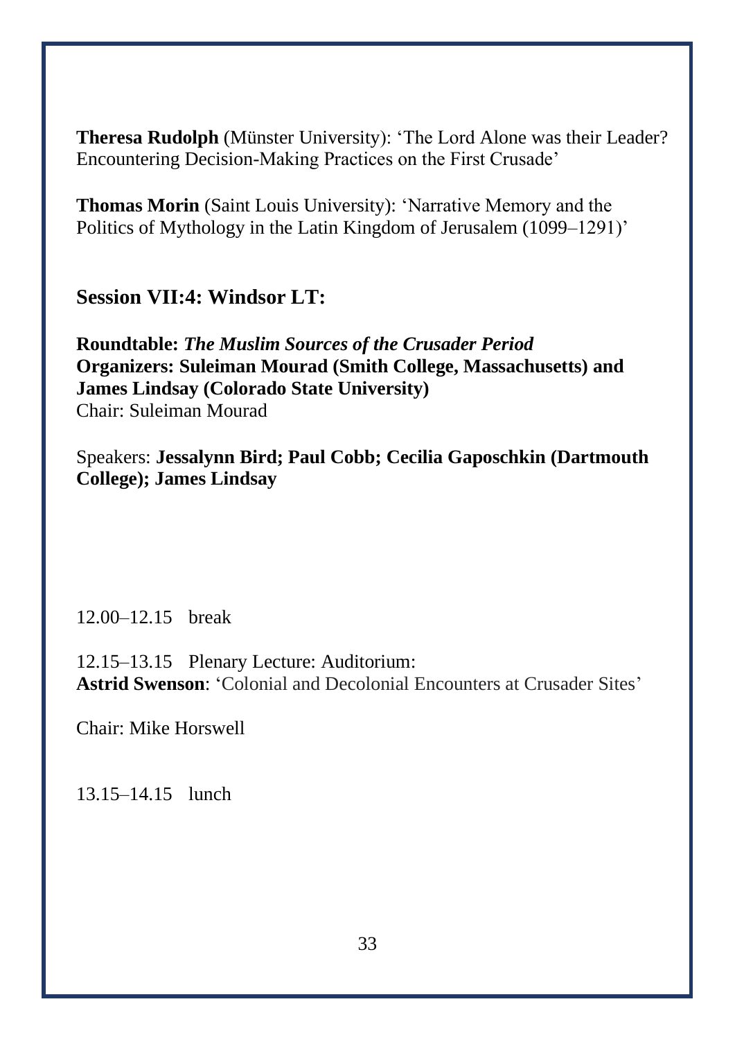**Theresa Rudolph** (Münster University): 'The Lord Alone was their Leader? Encountering Decision-Making Practices on the First Crusade'

**Thomas Morin** (Saint Louis University): 'Narrative Memory and the Politics of Mythology in the Latin Kingdom of Jerusalem (1099–1291)'

## Session VII:4: Windsor LT:

**Roundtable:** ***The Muslim Sources of the Crusader Period***
**Organizers: Suleiman Mourad (Smith College, Massachusetts) and James Lindsay (Colorado State University)**
Chair: Suleiman Mourad

Speakers: **Jessalynn Bird; Paul Cobb; Cecilia Gaposchkin (Dartmouth College); James Lindsay**

12.00–12.15 break

12.15–13.15 Plenary Lecture: Auditorium:
**Astrid Swenson**: 'Colonial and Decolonial Encounters at Crusader Sites'

Chair: Mike Horswell

13.15–14.15 lunch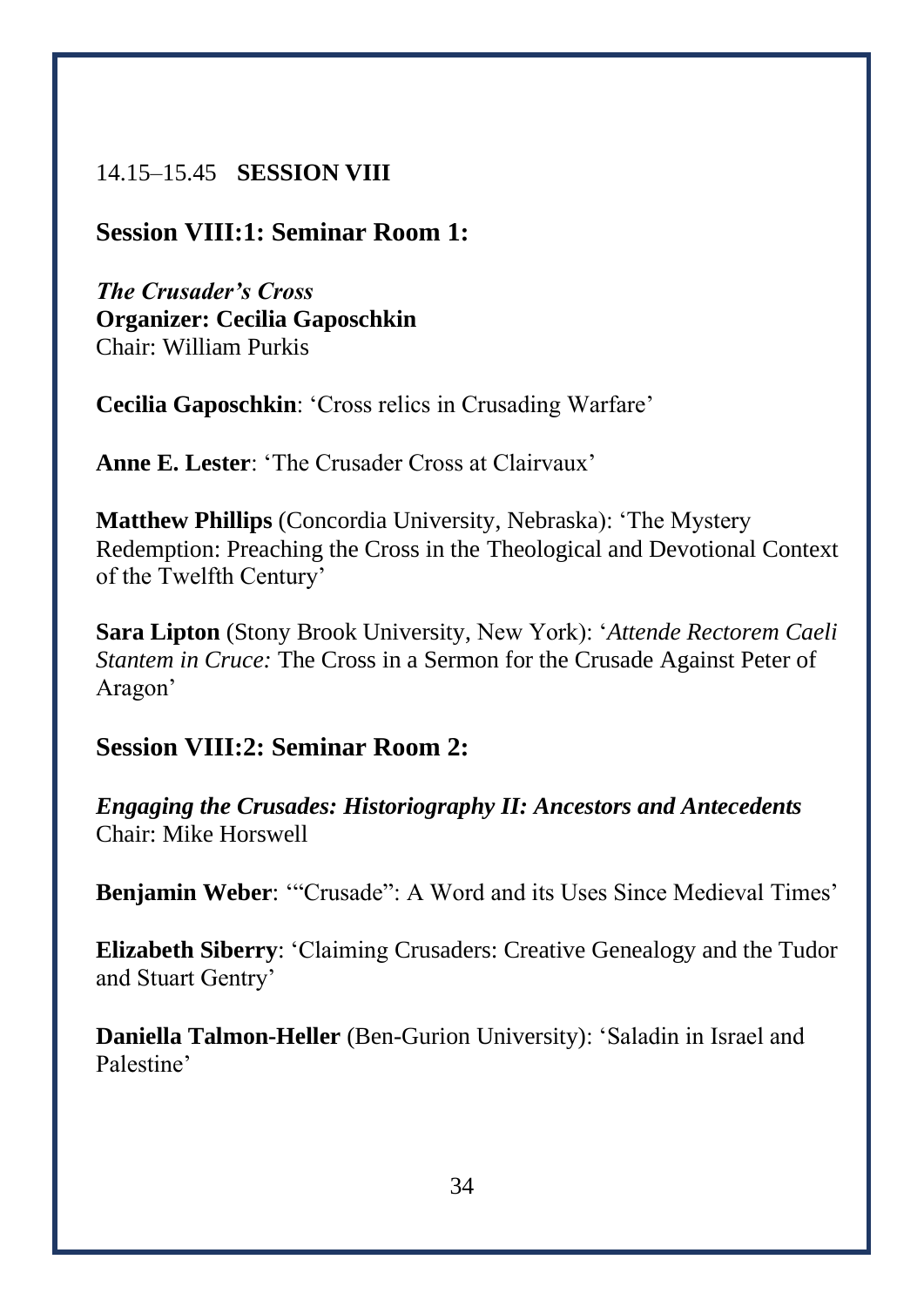14.15–15.45 **SESSION VIII**

## Session VIII:1: Seminar Room 1:

***The Crusader's Cross***
**Organizer: Cecilia Gaposchkin**
Chair: William Purkis

**Cecilia Gaposchkin**: 'Cross relics in Crusading Warfare'

**Anne E. Lester**: 'The Crusader Cross at Clairvaux'

**Matthew Phillips** (Concordia University, Nebraska): 'The Mystery Redemption: Preaching the Cross in the Theological and Devotional Context of the Twelfth Century'

**Sara Lipton** (Stony Brook University, New York): '*Attende Rectorem Caeli Stantem in Cruce:* The Cross in a Sermon for the Crusade Against Peter of Aragon'

## Session VIII:2: Seminar Room 2:

***Engaging the Crusades: Historiography II: Ancestors and Antecedents***
Chair: Mike Horswell

**Benjamin Weber**: '"Crusade": A Word and its Uses Since Medieval Times'

**Elizabeth Siberry**: 'Claiming Crusaders: Creative Genealogy and the Tudor and Stuart Gentry'

**Daniella Talmon-Heller** (Ben-Gurion University): 'Saladin in Israel and Palestine'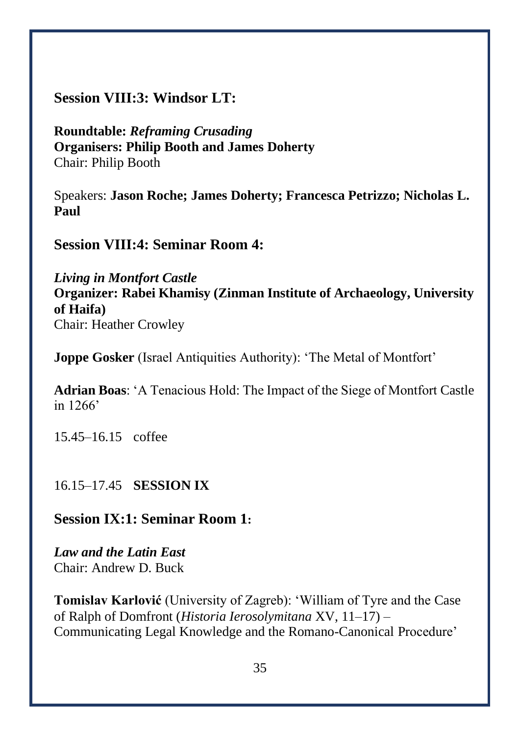## Session VIII:3: Windsor LT:

**Roundtable:** ***Reframing Crusading***
**Organisers: Philip Booth and James Doherty**
Chair: Philip Booth

Speakers: **Jason Roche; James Doherty; Francesca Petrizzo; Nicholas L. Paul**

## Session VIII:4: Seminar Room 4:

***Living in Montfort Castle***
**Organizer: Rabei Khamisy (Zinman Institute of Archaeology, University of Haifa)**
Chair: Heather Crowley

**Joppe Gosker** (Israel Antiquities Authority): 'The Metal of Montfort'

**Adrian Boas**: 'A Tenacious Hold: The Impact of the Siege of Montfort Castle in 1266'

15.45–16.15 coffee

16.15–17.45 **SESSION IX**

## Session IX:1: Seminar Room 1:

***Law and the Latin East***
Chair: Andrew D. Buck

**Tomislav Karlović** (University of Zagreb): 'William of Tyre and the Case of Ralph of Domfront (*Historia Ierosolymitana* XV, 11–17) – Communicating Legal Knowledge and the Romano-Canonical Procedure'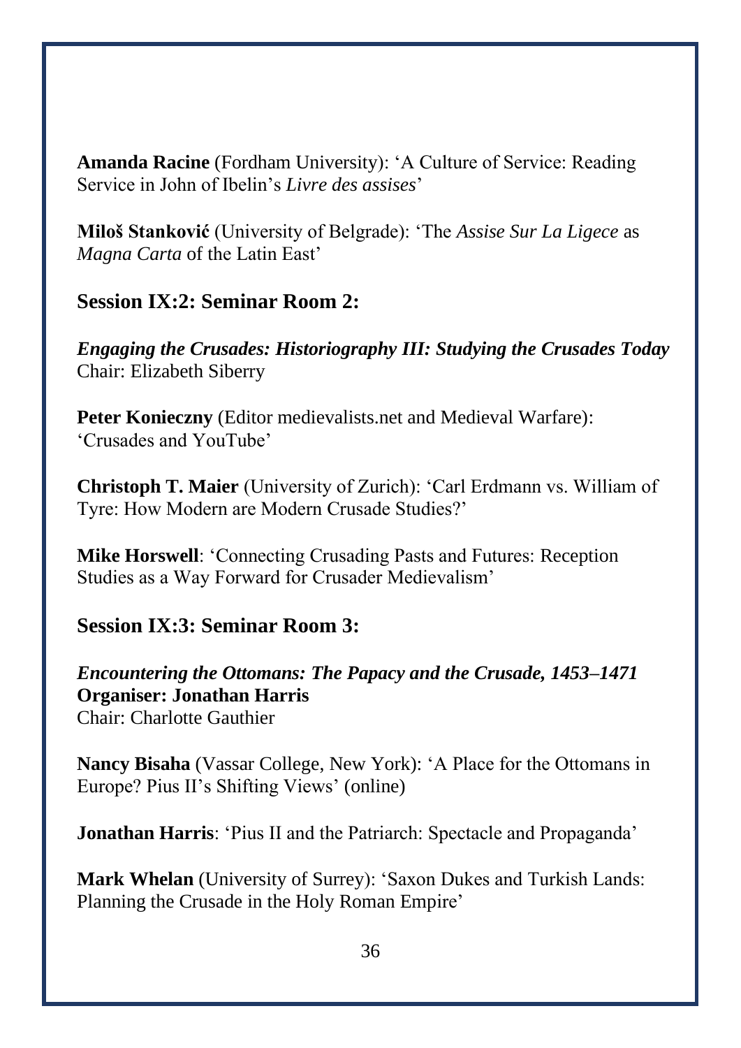**Amanda Racine** (Fordham University): 'A Culture of Service: Reading Service in John of Ibelin's *Livre des assises*'

**Miloš Stanković** (University of Belgrade): 'The *Assise Sur La Ligece* as *Magna Carta* of the Latin East'

### Session IX:2: Seminar Room 2:

***Engaging the Crusades: Historiography III: Studying the Crusades Today***
Chair: Elizabeth Siberry

**Peter Konieczny** (Editor medievalists.net and Medieval Warfare): 'Crusades and YouTube'

**Christoph T. Maier** (University of Zurich): 'Carl Erdmann vs. William of Tyre: How Modern are Modern Crusade Studies?'

**Mike Horswell**: 'Connecting Crusading Pasts and Futures: Reception Studies as a Way Forward for Crusader Medievalism'

### Session IX:3: Seminar Room 3:

***Encountering the Ottomans: The Papacy and the Crusade, 1453–1471***
**Organiser: Jonathan Harris**
Chair: Charlotte Gauthier

**Nancy Bisaha** (Vassar College, New York): 'A Place for the Ottomans in Europe? Pius II's Shifting Views' (online)

**Jonathan Harris**: 'Pius II and the Patriarch: Spectacle and Propaganda'

**Mark Whelan** (University of Surrey): 'Saxon Dukes and Turkish Lands: Planning the Crusade in the Holy Roman Empire'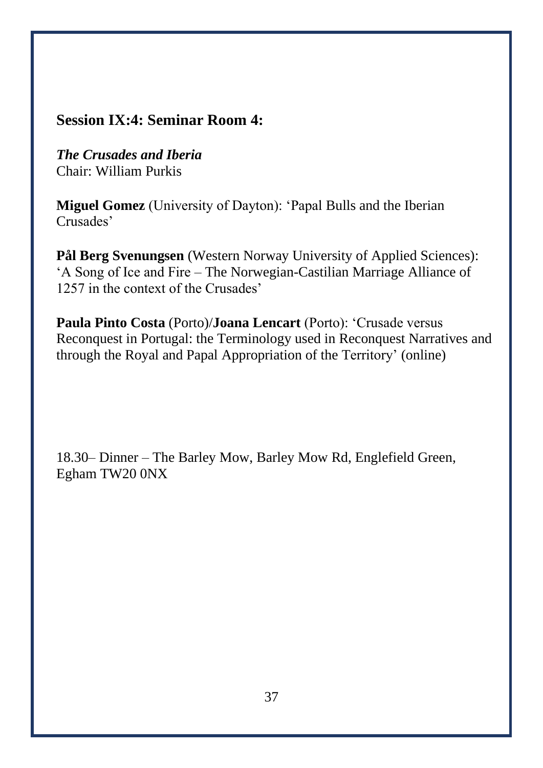## Session IX:4: Seminar Room 4:

***The Crusades and Iberia***
Chair: William Purkis

**Miguel Gomez** (University of Dayton): 'Papal Bulls and the Iberian Crusades'

**Pål Berg Svenungsen** (Western Norway University of Applied Sciences): 'A Song of Ice and Fire – The Norwegian-Castilian Marriage Alliance of 1257 in the context of the Crusades'

**Paula Pinto Costa** (Porto)/**Joana Lencart** (Porto): 'Crusade versus Reconquest in Portugal: the Terminology used in Reconquest Narratives and through the Royal and Papal Appropriation of the Territory' (online)

18.30– Dinner – The Barley Mow, Barley Mow Rd, Englefield Green, Egham TW20 0NX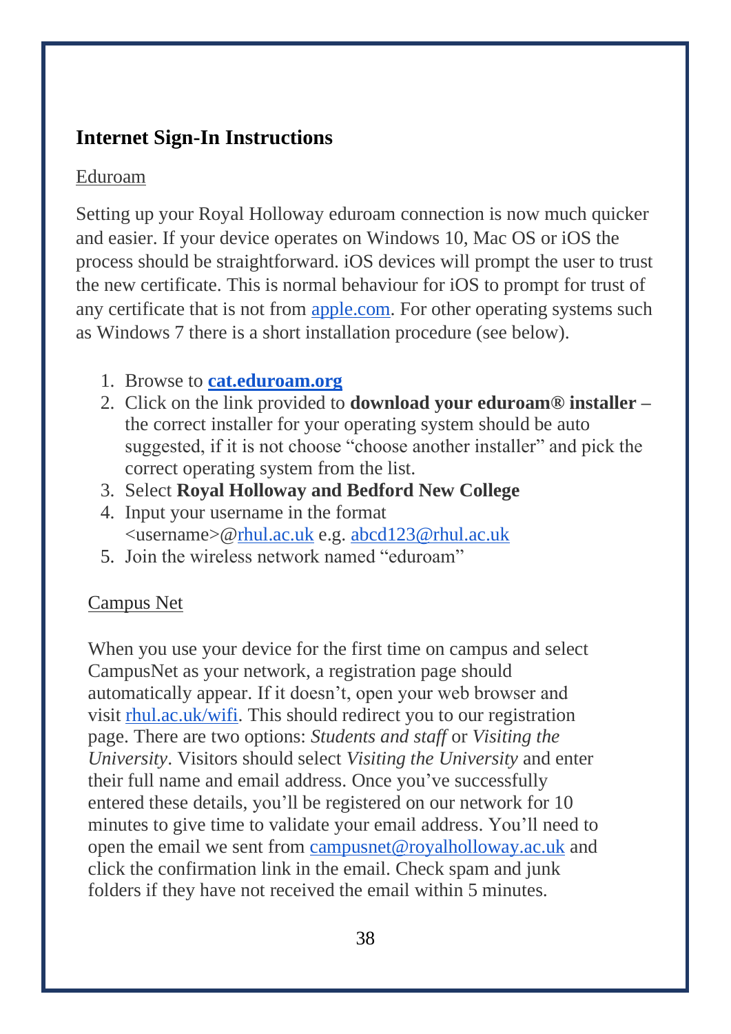## Internet Sign-In Instructions

### Eduroam

Setting up your Royal Holloway eduroam connection is now much quicker and easier. If your device operates on Windows 10, Mac OS or iOS the process should be straightforward. iOS devices will prompt the user to trust the new certificate. This is normal behaviour for iOS to prompt for trust of any certificate that is not from apple.com. For other operating systems such as Windows 7 there is a short installation procedure (see below).

1. Browse to **cat.eduroam.org**
2. Click on the link provided to **download your eduroam® installer –** the correct installer for your operating system should be auto suggested, if it is not choose "choose another installer" and pick the correct operating system from the list.
3. Select **Royal Holloway and Bedford New College**
4. Input your username in the format <username>@rhul.ac.uk e.g. abcd123@rhul.ac.uk
5. Join the wireless network named "eduroam"

### Campus Net

When you use your device for the first time on campus and select CampusNet as your network, a registration page should automatically appear. If it doesn't, open your web browser and visit rhul.ac.uk/wifi. This should redirect you to our registration page. There are two options: *Students and staff* or *Visiting the University*. Visitors should select *Visiting the University* and enter their full name and email address. Once you've successfully entered these details, you'll be registered on our network for 10 minutes to give time to validate your email address. You'll need to open the email we sent from campusnet@royalholloway.ac.uk and click the confirmation link in the email. Check spam and junk folders if they have not received the email within 5 minutes.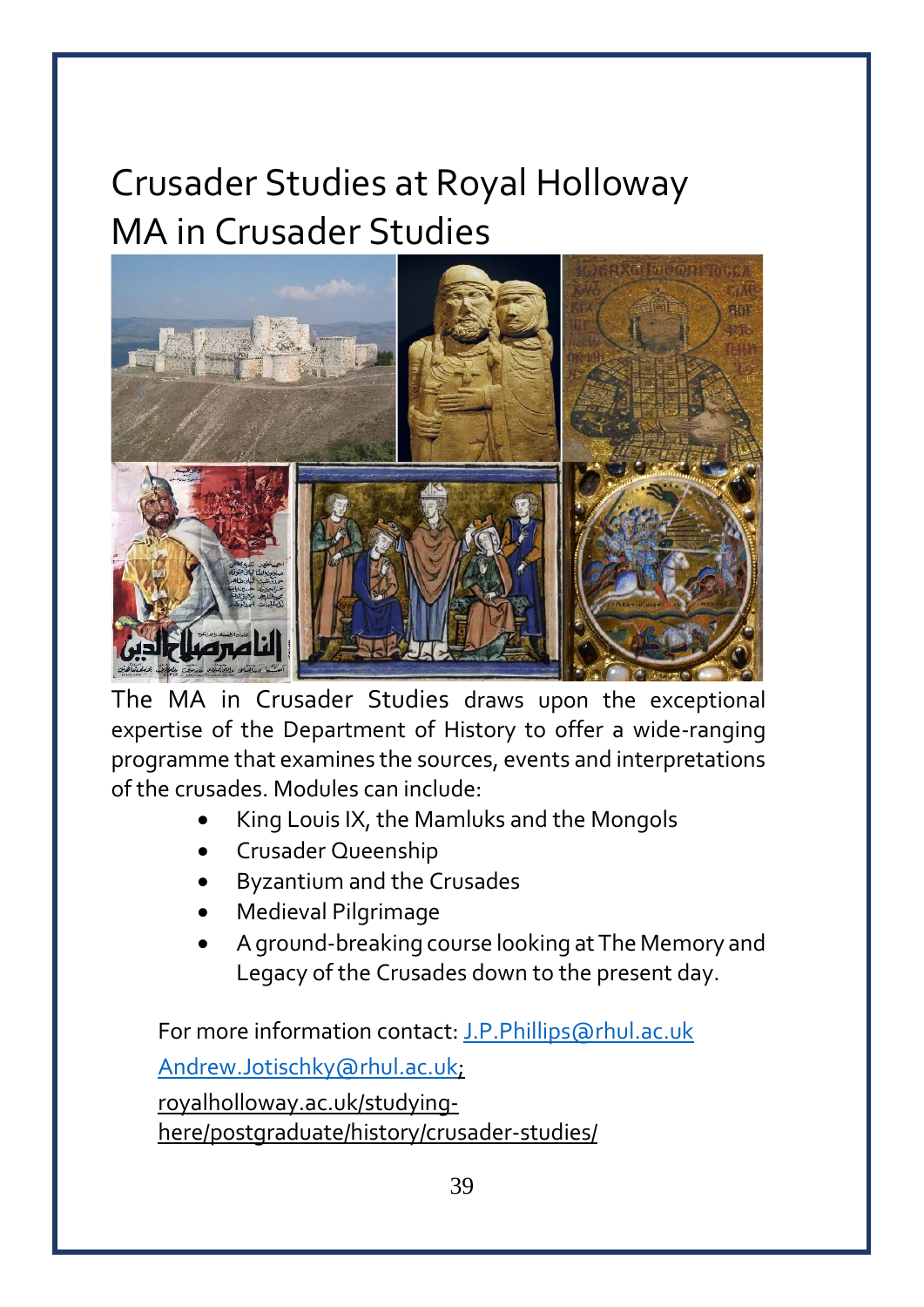# Crusader Studies at Royal Holloway
# MA in Crusader Studies

The MA in Crusader Studies draws upon the exceptional expertise of the Department of History to offer a wide-ranging programme that examines the sources, events and interpretations of the crusades. Modules can include:

- King Louis IX, the Mamluks and the Mongols
- Crusader Queenship
- Byzantium and the Crusades
- Medieval Pilgrimage
- A ground-breaking course looking at The Memory and Legacy of the Crusades down to the present day.

For more information contact: J.P.Phillips@rhul.ac.uk

Andrew.Jotischky@rhul.ac.uk;

royalholloway.ac.uk/studying-here/postgraduate/history/crusader-studies/